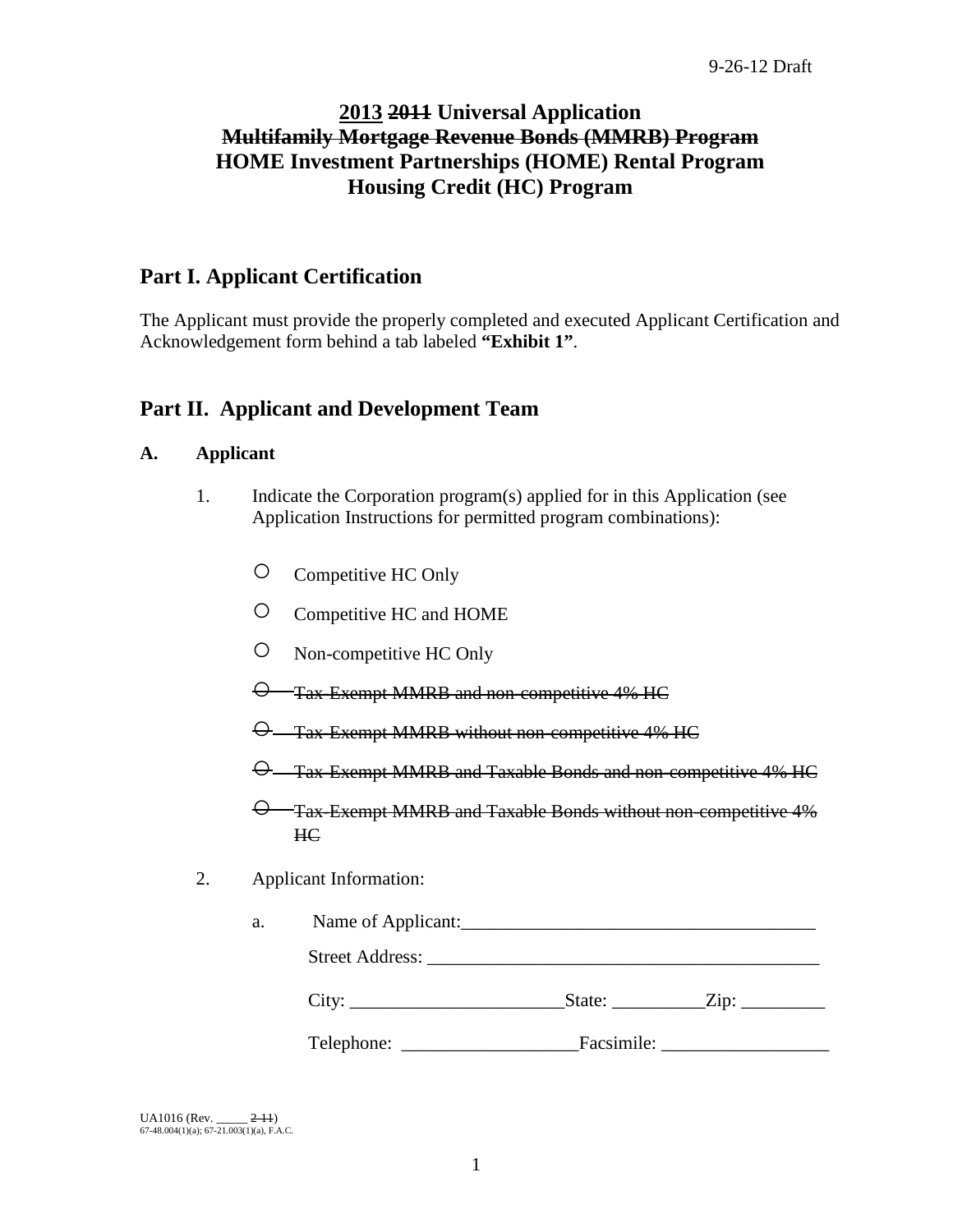# 2013 ~~2011~~ Universal Application
## ~~Multifamily Mortgage Revenue Bonds (MMRB) Program~~
## HOME Investment Partnerships (HOME) Rental Program
## Housing Credit (HC) Program

## Part I. Applicant Certification

The Applicant must provide the properly completed and executed Applicant Certification and Acknowledgement form behind a tab labeled **"Exhibit 1"**.

## Part II. Applicant and Development Team

### A. Applicant

1. Indicate the Corporation program(s) applied for in this Application (see Application Instructions for permitted program combinations):

   - ○ Competitive HC Only
   - ○ Competitive HC and HOME
   - ○ Non-competitive HC Only
   - ~~○ Tax-Exempt MMRB and non-competitive 4% HC~~
   - ~~○ Tax-Exempt MMRB without non-competitive 4% HC~~
   - ~~○ Tax-Exempt MMRB and Taxable Bonds and non-competitive 4% HC~~
   - ~~○ Tax-Exempt MMRB and Taxable Bonds without non-competitive 4% HC~~

2. Applicant Information:

   a. Name of Applicant:_____________________________________

      Street Address: __________________________________________

      City: ______________________State: __________Zip: _________

      Telephone: ___________________Facsimile: __________________

UA1016 (Rev. _____ ~~2-11~~)
67-48.004(1)(a); 67-21.003(1)(a), F.A.C.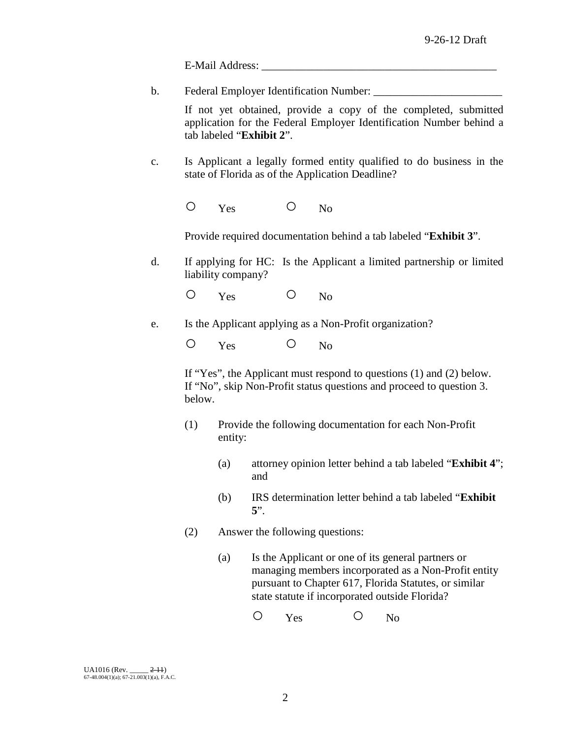E-Mail Address: ___________________________________________

b. Federal Employer Identification Number: _______________________

If not yet obtained, provide a copy of the completed, submitted application for the Federal Employer Identification Number behind a tab labeled "**Exhibit 2**".

c. Is Applicant a legally formed entity qualified to do business in the state of Florida as of the Application Deadline?

○ Yes ○ No

Provide required documentation behind a tab labeled "**Exhibit 3**".

d. If applying for HC: Is the Applicant a limited partnership or limited liability company?

○ Yes ○ No

e. Is the Applicant applying as a Non-Profit organization?

○ Yes ○ No

If "Yes", the Applicant must respond to questions (1) and (2) below. If "No", skip Non-Profit status questions and proceed to question 3. below.

(1) Provide the following documentation for each Non-Profit entity:

(a) attorney opinion letter behind a tab labeled "**Exhibit 4**"; and

(b) IRS determination letter behind a tab labeled "**Exhibit 5**".

(2) Answer the following questions:

(a) Is the Applicant or one of its general partners or managing members incorporated as a Non-Profit entity pursuant to Chapter 617, Florida Statutes, or similar state statute if incorporated outside Florida?

○ Yes ○ No

UA1016 (Rev. _____ ~~2-11~~)
67-48.004(1)(a); 67-21.003(1)(a), F.A.C.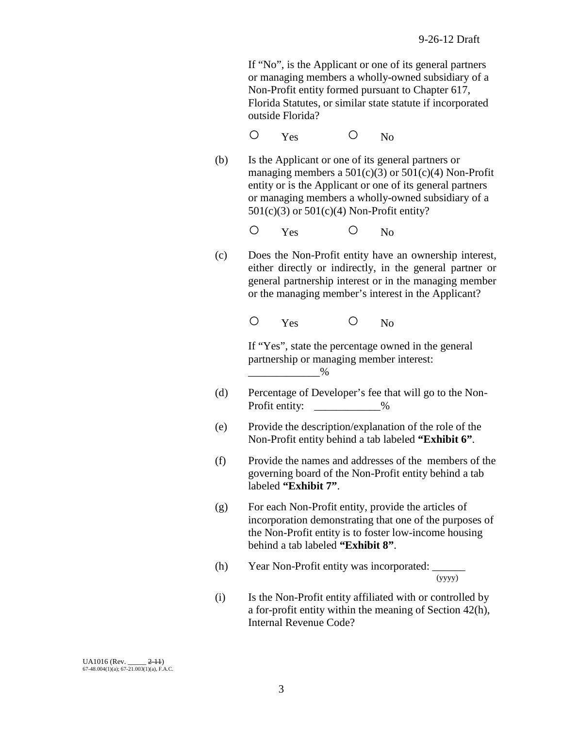If "No", is the Applicant or one of its general partners or managing members a wholly-owned subsidiary of a Non-Profit entity formed pursuant to Chapter 617, Florida Statutes, or similar state statute if incorporated outside Florida?

○ Yes ○ No

(b) Is the Applicant or one of its general partners or managing members a 501(c)(3) or 501(c)(4) Non-Profit entity or is the Applicant or one of its general partners or managing members a wholly-owned subsidiary of a 501(c)(3) or 501(c)(4) Non-Profit entity?

○ Yes ○ No

(c) Does the Non-Profit entity have an ownership interest, either directly or indirectly, in the general partner or general partnership interest or in the managing member or the managing member's interest in the Applicant?

○ Yes ○ No

If "Yes", state the percentage owned in the general partnership or managing member interest: ____________%

(d) Percentage of Developer's fee that will go to the Non-Profit entity: ____________%

(e) Provide the description/explanation of the role of the Non-Profit entity behind a tab labeled **"Exhibit 6"**.

(f) Provide the names and addresses of the members of the governing board of the Non-Profit entity behind a tab labeled **"Exhibit 7"**.

(g) For each Non-Profit entity, provide the articles of incorporation demonstrating that one of the purposes of the Non-Profit entity is to foster low-income housing behind a tab labeled **"Exhibit 8"**.

(h) Year Non-Profit entity was incorporated: ______ (yyyy)

(i) Is the Non-Profit entity affiliated with or controlled by a for-profit entity within the meaning of Section 42(h), Internal Revenue Code?

UA1016 (Rev. _____ ~~2-11~~)
67-48.004(1)(a); 67-21.003(1)(a), F.A.C.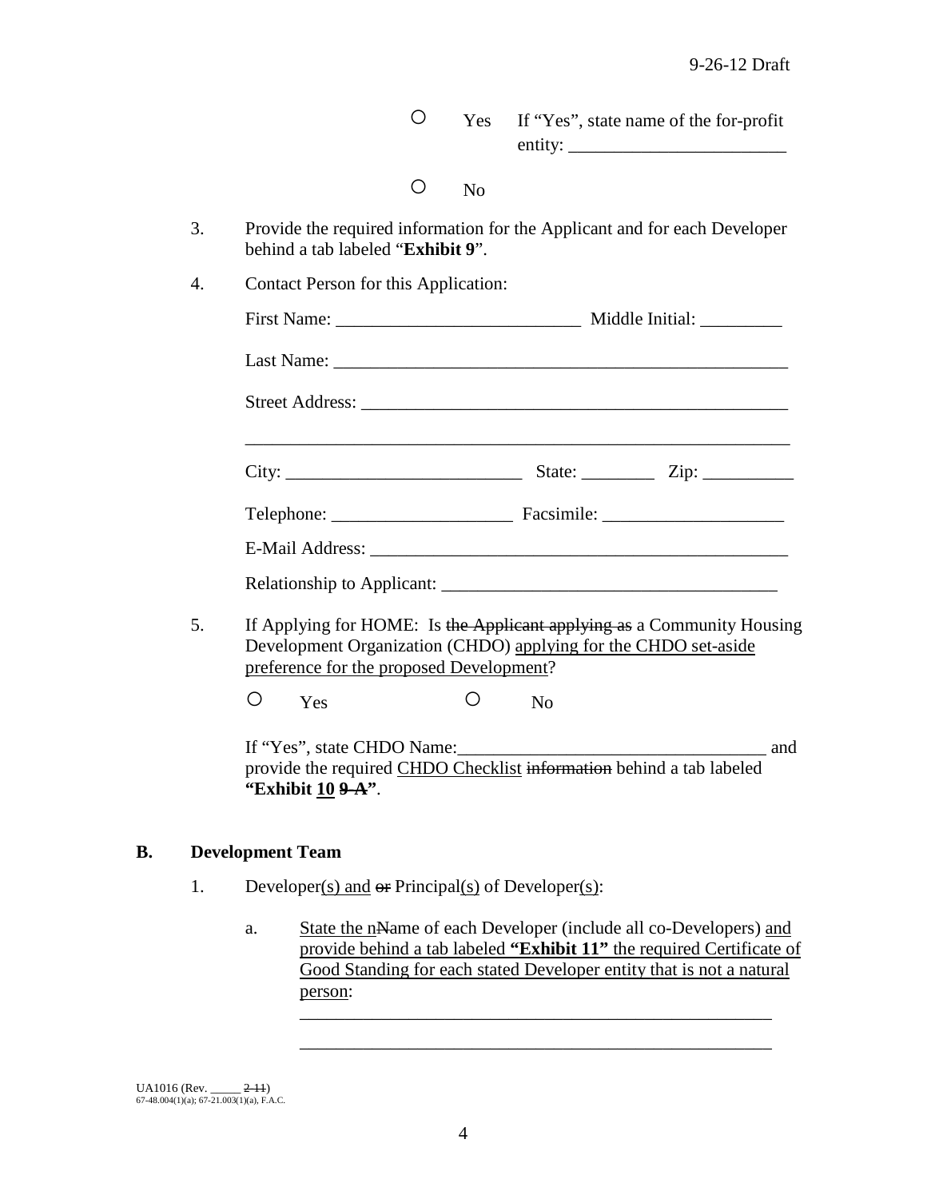○ Yes If "Yes", state name of the for-profit entity: ________________________

○ No

3. Provide the required information for the Applicant and for each Developer behind a tab labeled "**Exhibit 9**".

4. Contact Person for this Application:

   First Name: ___________________________ Middle Initial: _________

   Last Name: ___________________________________________________

   Street Address: ________________________________________________

   _____________________________________________________________

   City: __________________________ State: ________ Zip: __________

   Telephone: ____________________ Facsimile: ____________________

   E-Mail Address: ________________________________________________

   Relationship to Applicant: _____________________________________

5. If Applying for HOME: Is ~~the Applicant applying as~~ a Community Housing Development Organization (CHDO) <u>applying for the CHDO set-aside preference for the proposed Development</u>?

   ○ Yes ○ No

   If "Yes", state CHDO Name:__________________________________ and provide the required <u>CHDO Checklist</u> ~~information~~ behind a tab labeled **"Exhibit <u>10</u> ~~9-A~~"**.

## B. Development Team

1. Developer<u>(s) and</u> ~~or~~ Principal<u>(s)</u> of Developer<u>(s)</u>:

   a. <u>State the n</u>~~N~~ame of each Developer (include all co-Developers) <u>and provide behind a tab labeled **"Exhibit 11"** the required Certificate of Good Standing for each stated Developer entity that is not a natural person</u>:

      ______________________________________________________

      ______________________________________________________

UA1016 (Rev. _____ ~~2-11~~)
67-48.004(1)(a); 67-21.003(1)(a), F.A.C.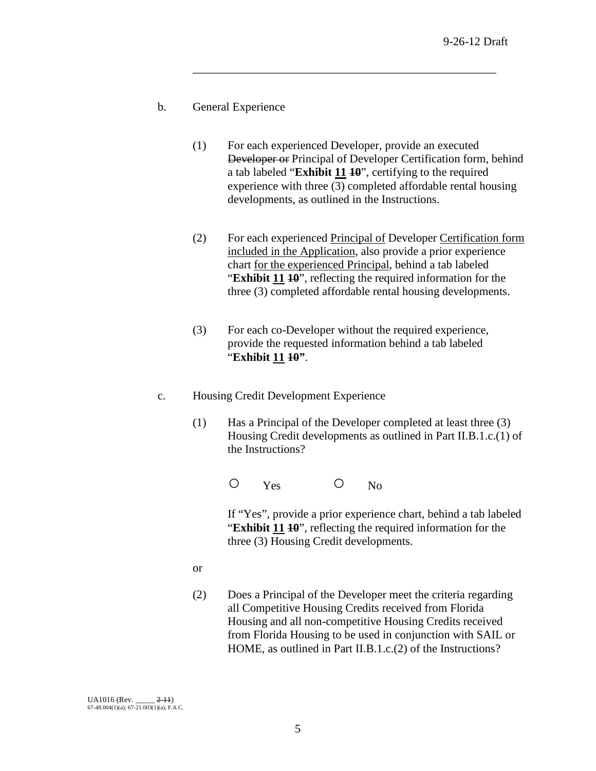______________________________________________________

b. General Experience

(1) For each experienced Developer, provide an executed ~~Developer or~~ Principal of Developer Certification form, behind a tab labeled "**Exhibit <u>11</u> ~~10~~**", certifying to the required experience with three (3) completed affordable rental housing developments, as outlined in the Instructions.

(2) For each experienced <u>Principal of</u> Developer <u>Certification form included in the Application</u>, also provide a prior experience chart <u>for the experienced Principal</u>, behind a tab labeled "**Exhibit <u>11</u> ~~10~~**", reflecting the required information for the three (3) completed affordable rental housing developments.

(3) For each co-Developer without the required experience, provide the requested information behind a tab labeled "**Exhibit <u>11</u> ~~10~~"**.

c. Housing Credit Development Experience

(1) Has a Principal of the Developer completed at least three (3) Housing Credit developments as outlined in Part II.B.1.c.(1) of the Instructions?

○ Yes ○ No

If "Yes", provide a prior experience chart, behind a tab labeled "**Exhibit <u>11</u> ~~10~~**", reflecting the required information for the three (3) Housing Credit developments.

or

(2) Does a Principal of the Developer meet the criteria regarding all Competitive Housing Credits received from Florida Housing and all non-competitive Housing Credits received from Florida Housing to be used in conjunction with SAIL or HOME, as outlined in Part II.B.1.c.(2) of the Instructions?

UA1016 (Rev. _____ ~~2-11~~)
67-48.004(1)(a); 67-21.003(1)(a), F.A.C.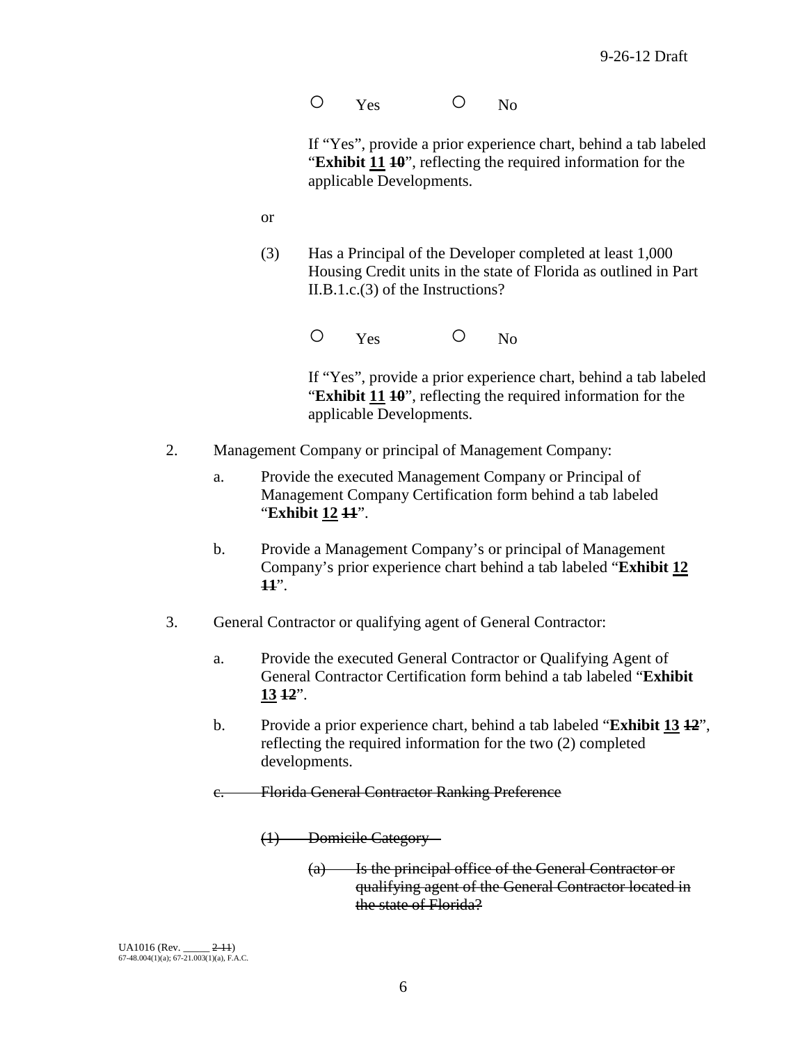○ Yes ○ No

If "Yes", provide a prior experience chart, behind a tab labeled "**Exhibit <u>11</u> ~~10~~**", reflecting the required information for the applicable Developments.

or

(3) Has a Principal of the Developer completed at least 1,000 Housing Credit units in the state of Florida as outlined in Part II.B.1.c.(3) of the Instructions?

○ Yes ○ No

If "Yes", provide a prior experience chart, behind a tab labeled "**Exhibit <u>11</u> ~~10~~**", reflecting the required information for the applicable Developments.

2. Management Company or principal of Management Company:

   a. Provide the executed Management Company or Principal of Management Company Certification form behind a tab labeled "**Exhibit <u>12</u> ~~11~~**".

   b. Provide a Management Company's or principal of Management Company's prior experience chart behind a tab labeled "**Exhibit <u>12</u> ~~11~~**".

3. General Contractor or qualifying agent of General Contractor:

   a. Provide the executed General Contractor or Qualifying Agent of General Contractor Certification form behind a tab labeled "**Exhibit <u>13</u> ~~12~~**".

   b. Provide a prior experience chart, behind a tab labeled "**Exhibit <u>13</u> ~~12~~**", reflecting the required information for the two (2) completed developments.

   ~~c. Florida General Contractor Ranking Preference~~

   ~~(1) Domicile Category~~

   ~~(a) Is the principal office of the General Contractor or qualifying agent of the General Contractor located in the state of Florida?~~

UA1016 (Rev. _____ ~~2-11~~)
67-48.004(1)(a); 67-21.003(1)(a), F.A.C.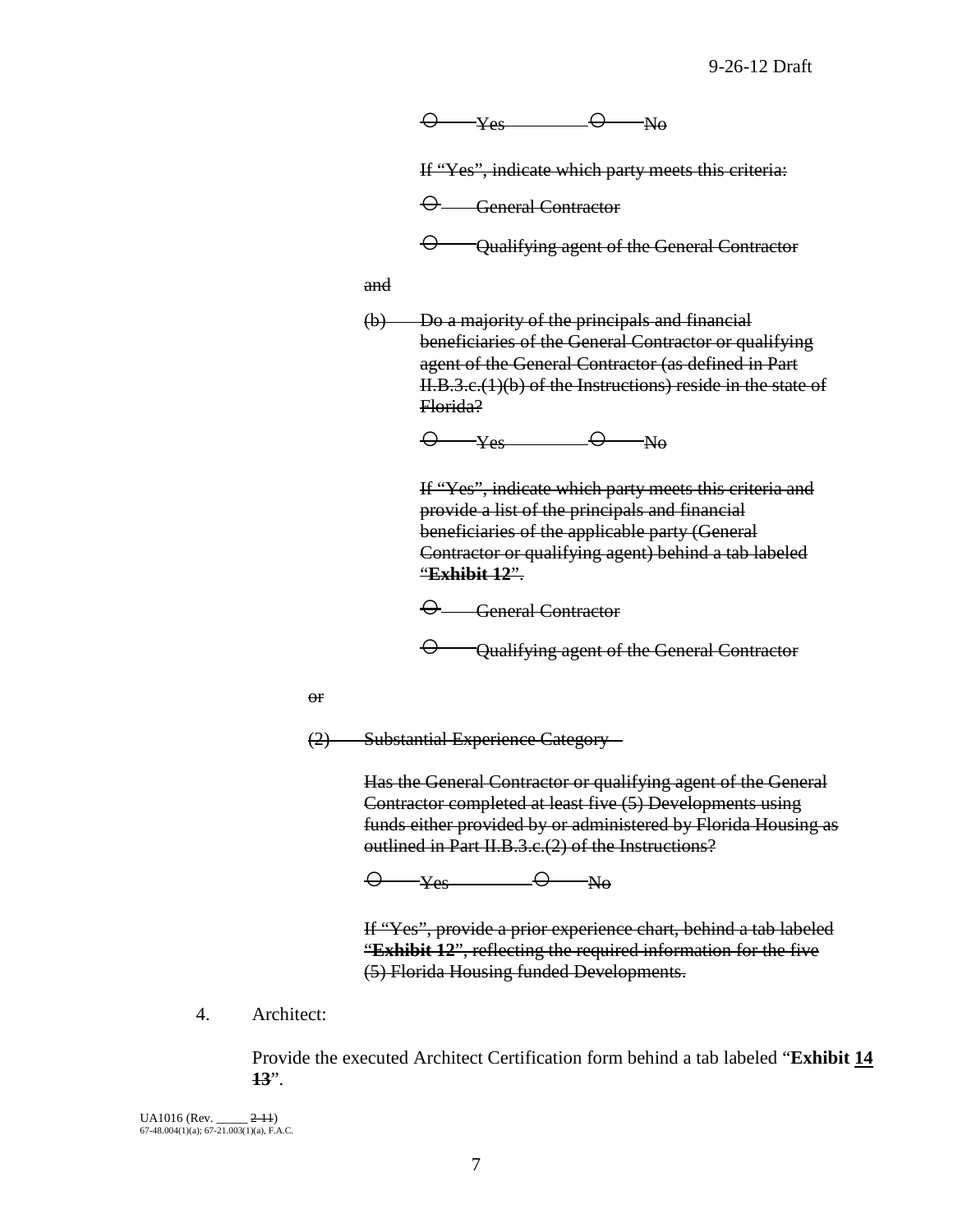~~○ Yes ○ No~~

~~If "Yes", indicate which party meets this criteria:~~

~~○ General Contractor~~

~~○ Qualifying agent of the General Contractor~~

~~and~~

~~(b) Do a majority of the principals and financial beneficiaries of the General Contractor or qualifying agent of the General Contractor (as defined in Part II.B.3.c.(1)(b) of the Instructions) reside in the state of Florida?~~

~~○ Yes ○ No~~

~~If "Yes", indicate which party meets this criteria and provide a list of the principals and financial beneficiaries of the applicable party (General Contractor or qualifying agent) behind a tab labeled "**Exhibit 12**".~~

~~○ General Contractor~~

~~○ Qualifying agent of the General Contractor~~

~~or~~

~~(2) Substantial Experience Category –~~

~~Has the General Contractor or qualifying agent of the General Contractor completed at least five (5) Developments using funds either provided by or administered by Florida Housing as outlined in Part II.B.3.c.(2) of the Instructions?~~

~~○ Yes ○ No~~

~~If "Yes", provide a prior experience chart, behind a tab labeled "**Exhibit 12**", reflecting the required information for the five (5) Florida Housing funded Developments.~~

4. Architect:

Provide the executed Architect Certification form behind a tab labeled "**Exhibit <u>14</u> ~~13~~**".

UA1016 (Rev. _____ ~~2-11~~)
67-48.004(1)(a); 67-21.003(1)(a), F.A.C.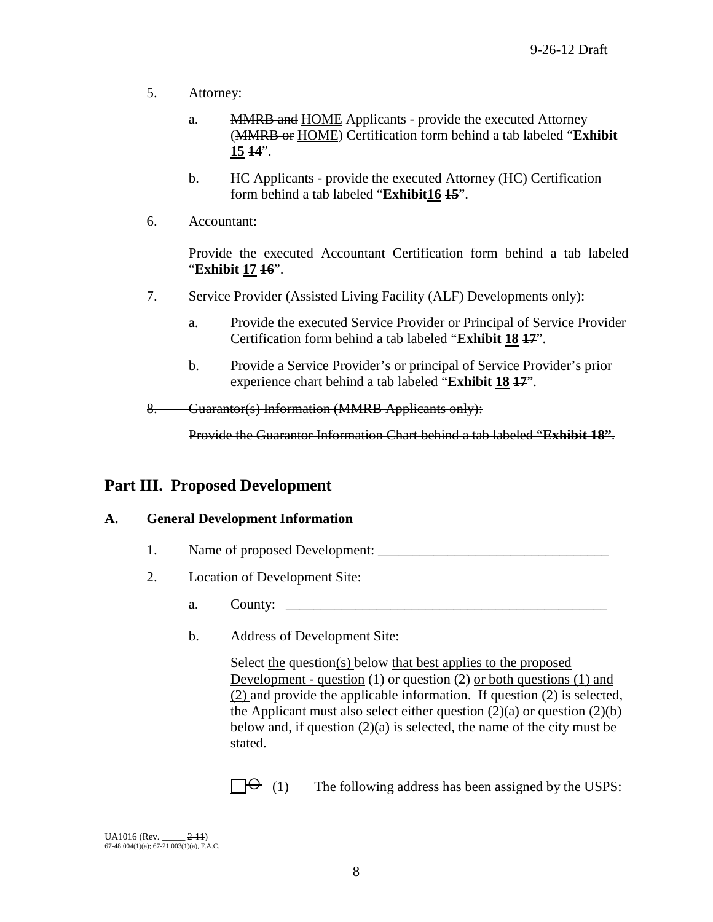5. Attorney:

   a. ~~MMRB and~~ <u>HOME</u> Applicants - provide the executed Attorney (~~MMRB or~~ <u>HOME</u>) Certification form behind a tab labeled "**Exhibit <u>15</u> ~~14~~**".

   b. HC Applicants - provide the executed Attorney (HC) Certification form behind a tab labeled "**Exhibit<u>16</u> ~~15~~**".

6. Accountant:

   Provide the executed Accountant Certification form behind a tab labeled "**Exhibit <u>17</u> ~~16~~**".

7. Service Provider (Assisted Living Facility (ALF) Developments only):

   a. Provide the executed Service Provider or Principal of Service Provider Certification form behind a tab labeled "**Exhibit <u>18</u> ~~17~~**".

   b. Provide a Service Provider's or principal of Service Provider's prior experience chart behind a tab labeled "**Exhibit <u>18</u> ~~17~~**".

~~8. Guarantor(s) Information (MMRB Applicants only):~~

~~Provide the Guarantor Information Chart behind a tab labeled "**Exhibit 18"**.~~

## Part III. Proposed Development

### A. General Development Information

1. Name of proposed Development: _________________________________

2. Location of Development Site:

   a. County: _______________________________________________

   b. Address of Development Site:

      Select <u>the</u> question<u>(s)</u> below <u>that best applies to the proposed Development - question</u> (1) or question (2) <u>or both questions (1) and (2)</u> and provide the applicable information. If question (2) is selected, the Applicant must also select either question (2)(a) or question (2)(b) below and, if question (2)(a) is selected, the name of the city must be stated.

      ☐ ~~○~~ (1) The following address has been assigned by the USPS:

UA1016 (Rev. _____ ~~2-11~~)
67-48.004(1)(a); 67-21.003(1)(a), F.A.C.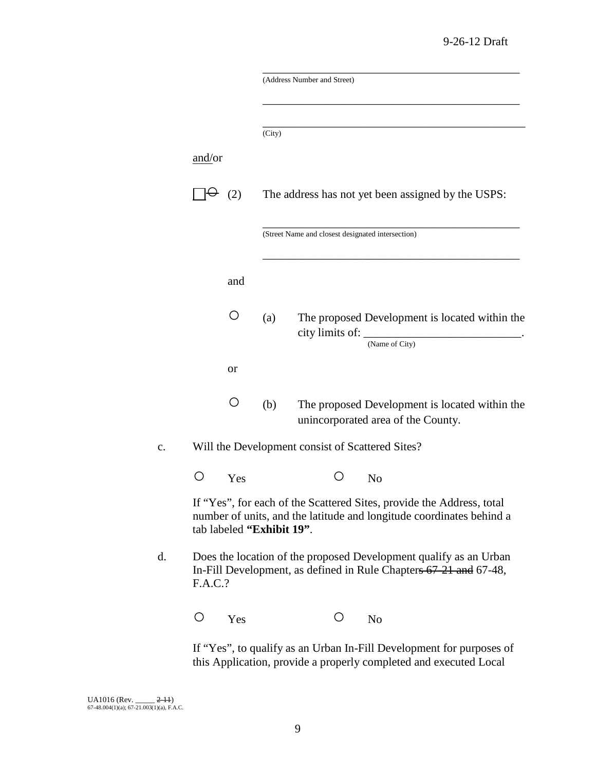\_\_\_\_\_\_\_\_\_\_\_\_\_\_\_\_\_\_\_\_\_\_\_\_\_\_\_\_\_\_\_\_\_\_\_\_\_\_\_\_\_\_\_\_\_\_\_\_
(Address Number and Street)

\_\_\_\_\_\_\_\_\_\_\_\_\_\_\_\_\_\_\_\_\_\_\_\_\_\_\_\_\_\_\_\_\_\_\_\_\_\_\_\_\_\_\_\_\_\_\_\_

\_\_\_\_\_\_\_\_\_\_\_\_\_\_\_\_\_\_\_\_\_\_\_\_\_\_\_\_\_\_\_\_\_\_\_\_\_\_\_\_\_\_\_\_\_\_\_\_
(City)

and/or

☐ ~~○~~ (2) The address has not yet been assigned by the USPS:

\_\_\_\_\_\_\_\_\_\_\_\_\_\_\_\_\_\_\_\_\_\_\_\_\_\_\_\_\_\_\_\_\_\_\_\_\_\_\_\_\_\_\_\_\_\_\_\_
(Street Name and closest designated intersection)

\_\_\_\_\_\_\_\_\_\_\_\_\_\_\_\_\_\_\_\_\_\_\_\_\_\_\_\_\_\_\_\_\_\_\_\_\_\_\_\_\_\_\_\_\_\_\_\_

and

○ (a) The proposed Development is located within the city limits of: \_\_\_\_\_\_\_\_\_\_\_\_\_\_\_\_\_\_\_\_\_\_\_\_\_\_\_.
(Name of City)

or

○ (b) The proposed Development is located within the unincorporated area of the County.

c. Will the Development consist of Scattered Sites?

○ Yes ○ No

If "Yes", for each of the Scattered Sites, provide the Address, total number of units, and the latitude and longitude coordinates behind a tab labeled **"Exhibit 19"**.

d. Does the location of the proposed Development qualify as an Urban In-Fill Development, as defined in Rule Chapter~~s 67-21 and~~ 67-48, F.A.C.?

○ Yes ○ No

If "Yes", to qualify as an Urban In-Fill Development for purposes of this Application, provide a properly completed and executed Local

UA1016 (Rev. \_\_\_\_\_ ~~2-11~~)
67-48.004(1)(a); 67-21.003(1)(a), F.A.C.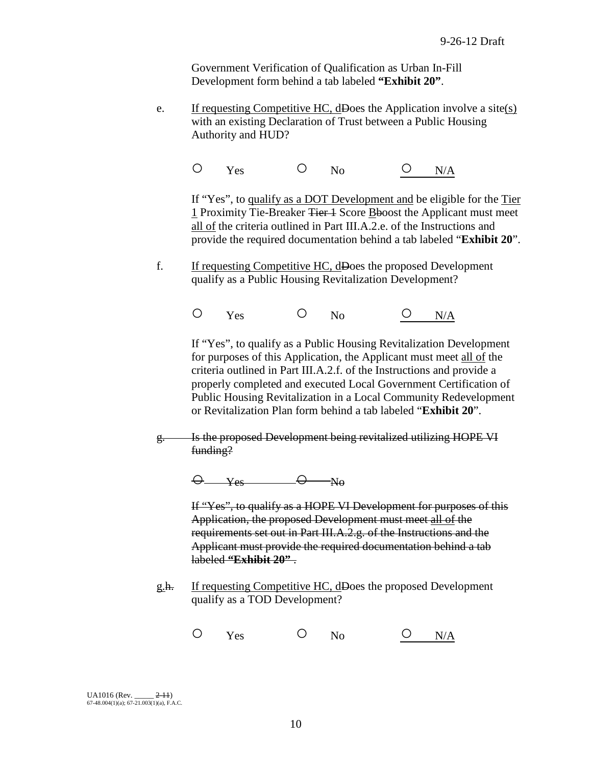Government Verification of Qualification as Urban In-Fill Development form behind a tab labeled **"Exhibit 20"**.

e. If requesting Competitive HC, dDoes the Application involve a site(s) with an existing Declaration of Trust between a Public Housing Authority and HUD?

○ Yes ○ No ○ N/A

If "Yes", to qualify as a DOT Development and be eligible for the Tier 1 Proximity Tie-Breaker ~~Tier 1~~ Score Bboost the Applicant must meet all of the criteria outlined in Part III.A.2.e. of the Instructions and provide the required documentation behind a tab labeled "**Exhibit 20**".

f. If requesting Competitive HC, dDoes the proposed Development qualify as a Public Housing Revitalization Development?

○ Yes ○ No ○ N/A

If "Yes", to qualify as a Public Housing Revitalization Development for purposes of this Application, the Applicant must meet all of the criteria outlined in Part III.A.2.f. of the Instructions and provide a properly completed and executed Local Government Certification of Public Housing Revitalization in a Local Community Redevelopment or Revitalization Plan form behind a tab labeled "**Exhibit 20**".

~~g. Is the proposed Development being revitalized utilizing HOPE VI funding?~~

~~○ Yes ○ No~~

~~If "Yes", to qualify as a HOPE VI Development for purposes of this Application, the proposed Development must meet all of the requirements set out in Part III.A.2.g. of the Instructions and the Applicant must provide the required documentation behind a tab labeled **"Exhibit 20"** .~~

g.~~h.~~ If requesting Competitive HC, dDoes the proposed Development qualify as a TOD Development?

○ Yes ○ No ○ N/A

UA1016 (Rev. _____ ~~2-11~~)
67-48.004(1)(a); 67-21.003(1)(a), F.A.C.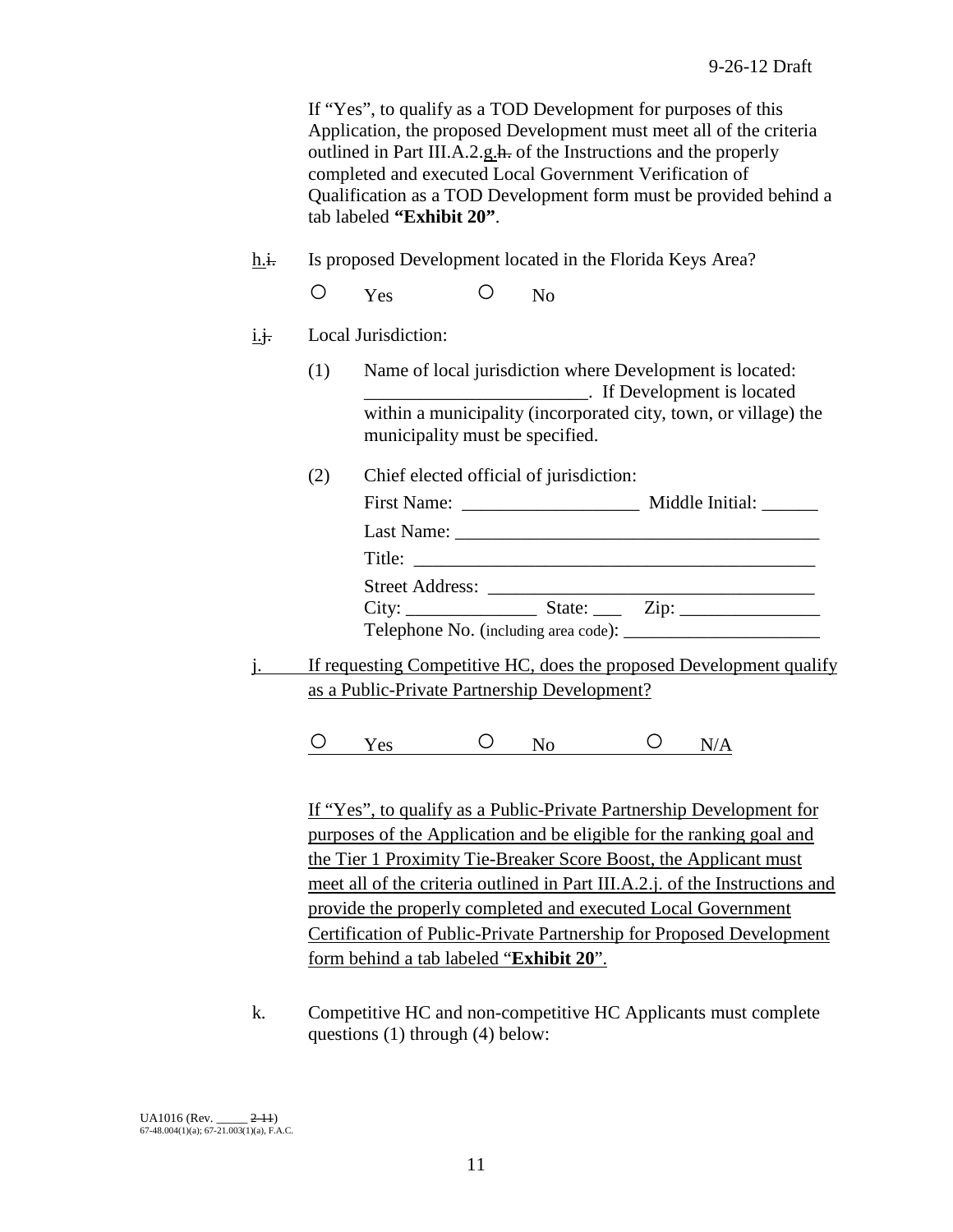If "Yes", to qualify as a TOD Development for purposes of this Application, the proposed Development must meet all of the criteria outlined in Part III.A.2.g.~~h.~~ of the Instructions and the properly completed and executed Local Government Verification of Qualification as a TOD Development form must be provided behind a tab labeled **"Exhibit 20"**.

h.~~i.~~ Is proposed Development located in the Florida Keys Area?

○ Yes ○ No

i.~~j.~~ Local Jurisdiction:

(1) Name of local jurisdiction where Development is located: ________________________. If Development is located within a municipality (incorporated city, town, or village) the municipality must be specified.

(2) Chief elected official of jurisdiction:

First Name: ___________________ Middle Initial: ______

Last Name: _______________________________________

Title: ____________________________________________

Street Address: ___________________________________

City: ______________ State: ___ Zip: _______________

Telephone No. (including area code): _____________________

j. If requesting Competitive HC, does the proposed Development qualify as a Public-Private Partnership Development?

○ Yes ○ No ○ N/A

If "Yes", to qualify as a Public-Private Partnership Development for purposes of the Application and be eligible for the ranking goal and the Tier 1 Proximity Tie-Breaker Score Boost, the Applicant must meet all of the criteria outlined in Part III.A.2.j. of the Instructions and provide the properly completed and executed Local Government Certification of Public-Private Partnership for Proposed Development form behind a tab labeled "**Exhibit 20**".

k. Competitive HC and non-competitive HC Applicants must complete questions (1) through (4) below:

UA1016 (Rev. _____ ~~2-11~~)
67-48.004(1)(a); 67-21.003(1)(a), F.A.C.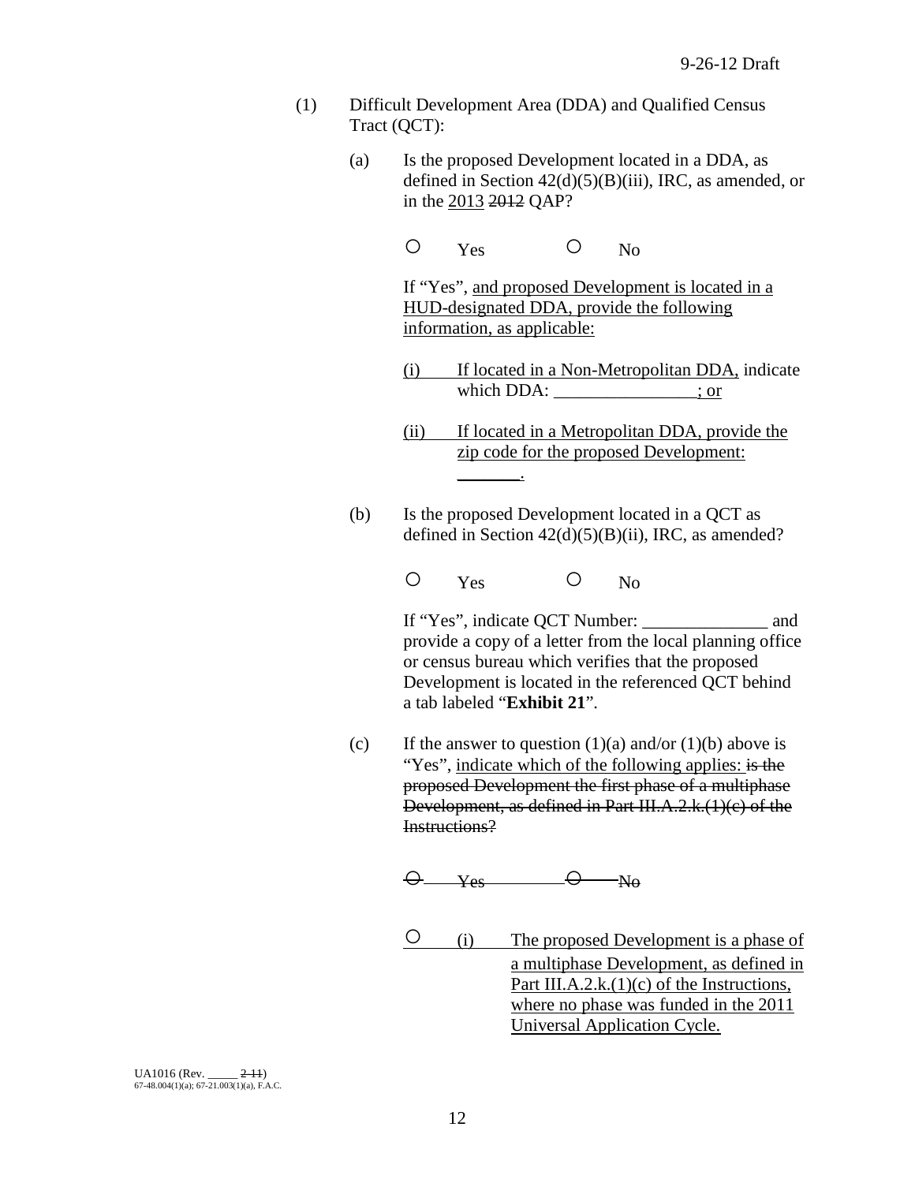(1) Difficult Development Area (DDA) and Qualified Census Tract (QCT):

(a) Is the proposed Development located in a DDA, as defined in Section 42(d)(5)(B)(iii), IRC, as amended, or in the <u>2013</u> ~~2012~~ QAP?

○ Yes ○ No

If "Yes", <u>and proposed Development is located in a HUD-designated DDA, provide the following information, as applicable:</u>

<u>(i) If located in a Non-Metropolitan DDA,</u> indicate which DDA: <u>________________; or</u>

<u>(ii) If located in a Metropolitan DDA, provide the zip code for the proposed Development: _______.</u>

(b) Is the proposed Development located in a QCT as defined in Section 42(d)(5)(B)(ii), IRC, as amended?

○ Yes ○ No

If "Yes", indicate QCT Number: ______________ and provide a copy of a letter from the local planning office or census bureau which verifies that the proposed Development is located in the referenced QCT behind a tab labeled "**Exhibit 21**".

(c) If the answer to question (1)(a) and/or (1)(b) above is "Yes", <u>indicate which of the following applies:</u> ~~is the proposed Development the first phase of a multiphase Development, as defined in Part III.A.2.k.(1)(c) of the Instructions?~~

~~○ Yes ○ No~~

○ <u>(i) The proposed Development is a phase of a multiphase Development, as defined in Part III.A.2.k.(1)(c) of the Instructions, where no phase was funded in the 2011 Universal Application Cycle.</u>

UA1016 (Rev. _____ ~~2-11~~)
67-48.004(1)(a); 67-21.003(1)(a), F.A.C.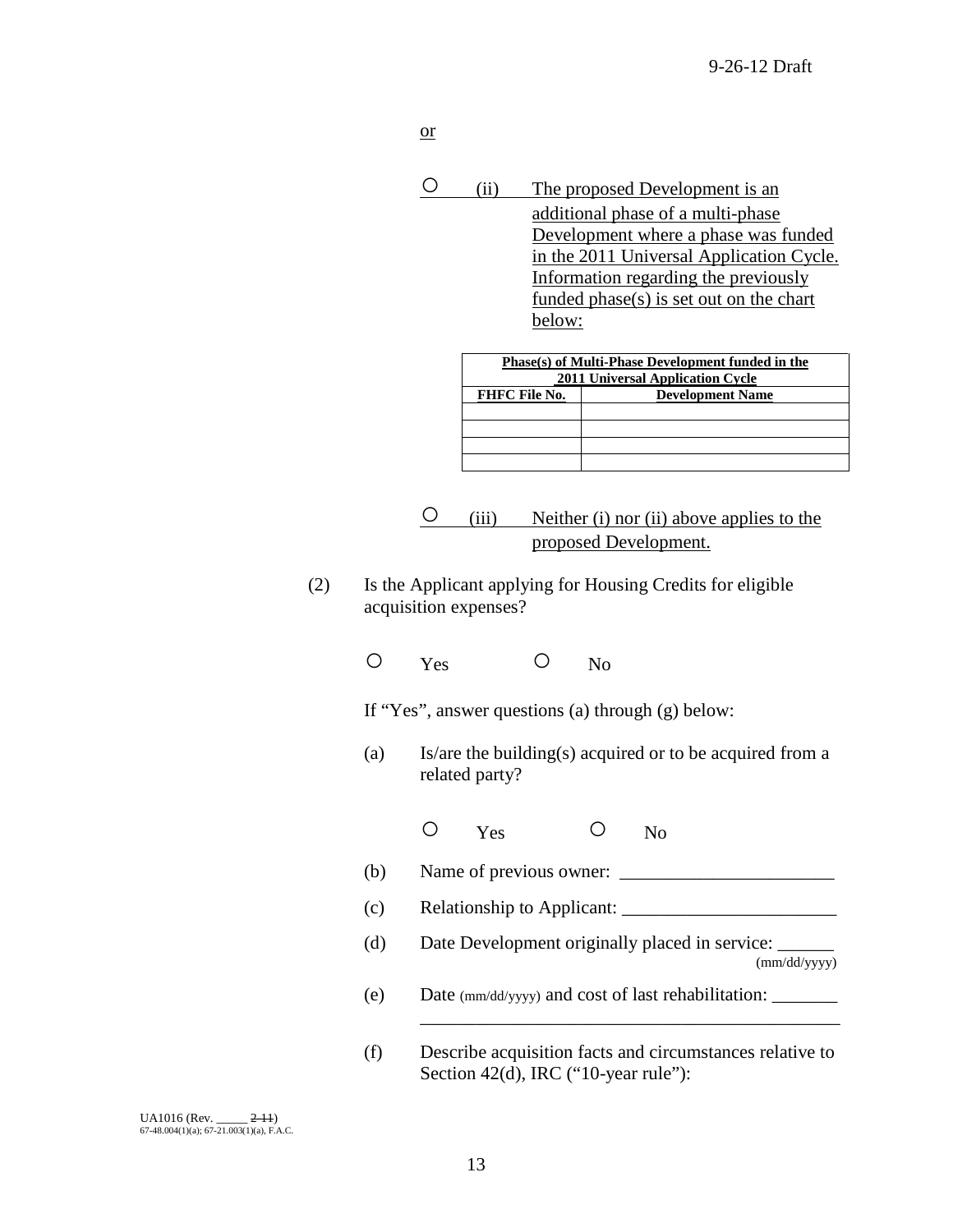or

○ (ii) The proposed Development is an additional phase of a multi-phase Development where a phase was funded in the 2011 Universal Application Cycle. Information regarding the previously funded phase(s) is set out on the chart below:

| **Phase(s) of Multi-Phase Development funded in the 2011 Universal Application Cycle** | |
|---|---|
| **FHFC File No.** | **Development Name** |
| | |
| | |
| | |
| | |

○ (iii) Neither (i) nor (ii) above applies to the proposed Development.

(2) Is the Applicant applying for Housing Credits for eligible acquisition expenses?

○ Yes ○ No

If "Yes", answer questions (a) through (g) below:

(a) Is/are the building(s) acquired or to be acquired from a related party?

○ Yes ○ No

(b) Name of previous owner: _______________________

(c) Relationship to Applicant: _______________________

(d) Date Development originally placed in service: ______ (mm/dd/yyyy)

(e) Date (mm/dd/yyyy) and cost of last rehabilitation: _______ _______________________________________________

(f) Describe acquisition facts and circumstances relative to Section 42(d), IRC ("10-year rule"):

UA1016 (Rev. _____ ~~2-11~~)
67-48.004(1)(a); 67-21.003(1)(a), F.A.C.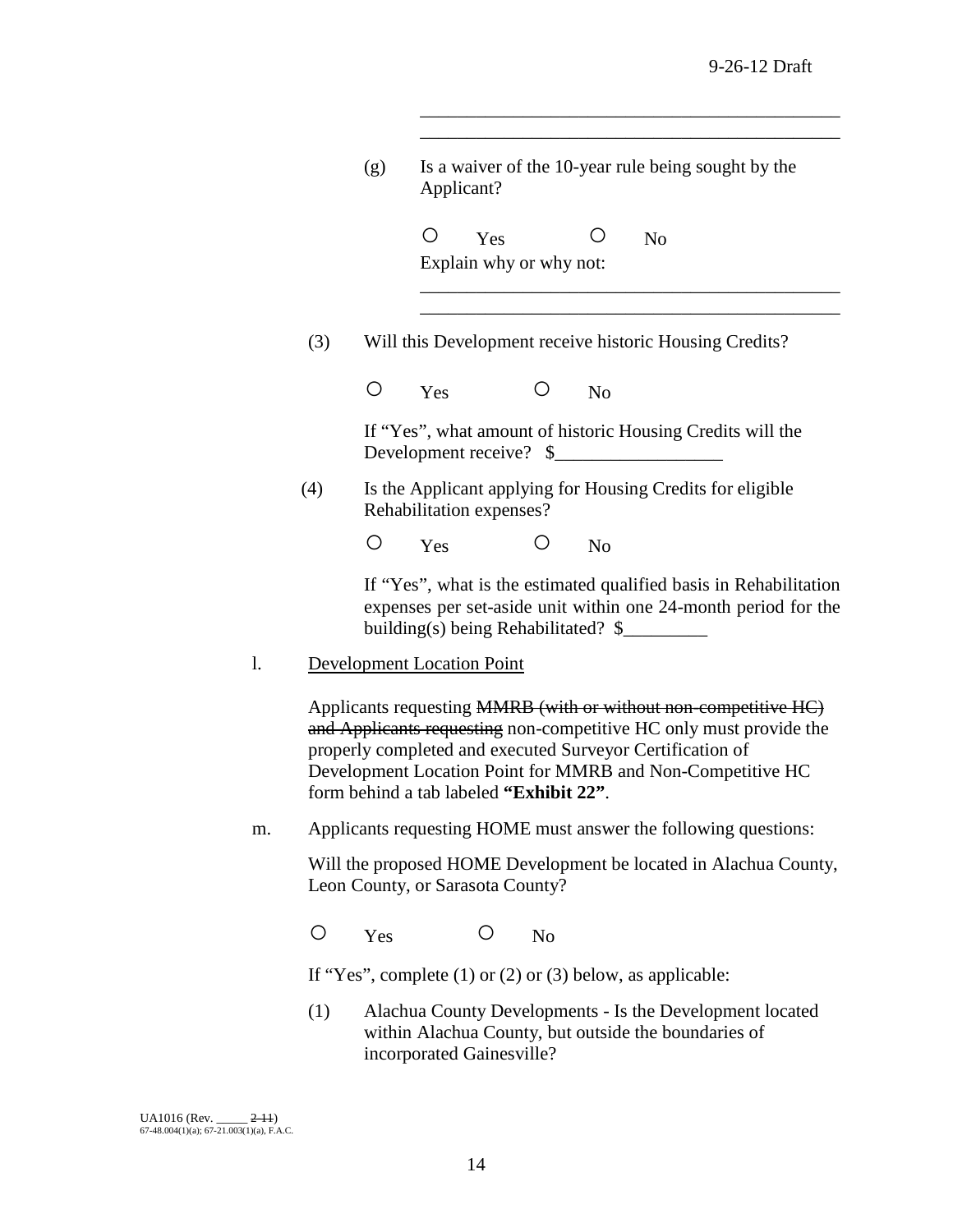\_\_\_\_\_\_\_\_\_\_\_\_\_\_\_\_\_\_\_\_\_\_\_\_\_\_\_\_\_\_\_\_\_\_\_\_\_\_\_\_\_\_\_\_\_
\_\_\_\_\_\_\_\_\_\_\_\_\_\_\_\_\_\_\_\_\_\_\_\_\_\_\_\_\_\_\_\_\_\_\_\_\_\_\_\_\_\_\_\_\_

(g) Is a waiver of the 10-year rule being sought by the Applicant?

○ Yes ○ No

Explain why or why not:

\_\_\_\_\_\_\_\_\_\_\_\_\_\_\_\_\_\_\_\_\_\_\_\_\_\_\_\_\_\_\_\_\_\_\_\_\_\_\_\_\_\_\_\_\_
\_\_\_\_\_\_\_\_\_\_\_\_\_\_\_\_\_\_\_\_\_\_\_\_\_\_\_\_\_\_\_\_\_\_\_\_\_\_\_\_\_\_\_\_\_

(3) Will this Development receive historic Housing Credits?

○ Yes ○ No

If "Yes", what amount of historic Housing Credits will the Development receive? $\_\_\_\_\_\_\_\_\_\_\_\_\_\_\_\_\_\_

(4) Is the Applicant applying for Housing Credits for eligible Rehabilitation expenses?

○ Yes ○ No

If "Yes", what is the estimated qualified basis in Rehabilitation expenses per set-aside unit within one 24-month period for the building(s) being Rehabilitated? $\_\_\_\_\_\_\_\_\_

l. Development Location Point

Applicants requesting ~~MMRB (with or without non-competitive HC) and Applicants requesting~~ non-competitive HC only must provide the properly completed and executed Surveyor Certification of Development Location Point for MMRB and Non-Competitive HC form behind a tab labeled **"Exhibit 22"**.

m. Applicants requesting HOME must answer the following questions:

Will the proposed HOME Development be located in Alachua County, Leon County, or Sarasota County?

○ Yes ○ No

If "Yes", complete (1) or (2) or (3) below, as applicable:

(1) Alachua County Developments - Is the Development located within Alachua County, but outside the boundaries of incorporated Gainesville?

UA1016 (Rev. \_\_\_\_\_ ~~2-11~~)
67-48.004(1)(a); 67-21.003(1)(a), F.A.C.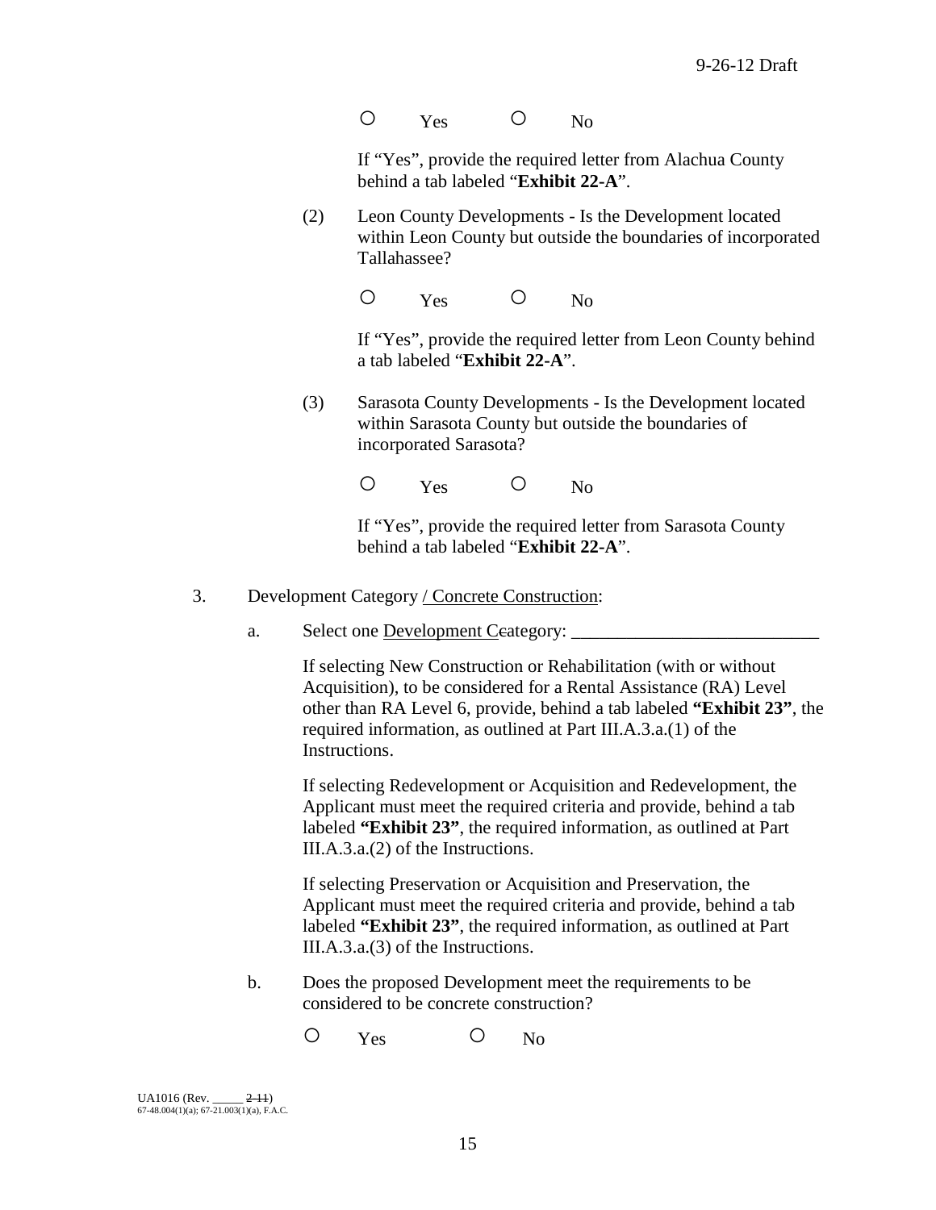○ Yes ○ No

If "Yes", provide the required letter from Alachua County behind a tab labeled "**Exhibit 22-A**".

(2) Leon County Developments - Is the Development located within Leon County but outside the boundaries of incorporated Tallahassee?

○ Yes ○ No

If "Yes", provide the required letter from Leon County behind a tab labeled "**Exhibit 22-A**".

(3) Sarasota County Developments - Is the Development located within Sarasota County but outside the boundaries of incorporated Sarasota?

○ Yes ○ No

If "Yes", provide the required letter from Sarasota County behind a tab labeled "**Exhibit 22-A**".

3. Development Category / Concrete Construction:

a. Select one Development Ccategory: ___________________________

If selecting New Construction or Rehabilitation (with or without Acquisition), to be considered for a Rental Assistance (RA) Level other than RA Level 6, provide, behind a tab labeled **"Exhibit 23"**, the required information, as outlined at Part III.A.3.a.(1) of the Instructions.

If selecting Redevelopment or Acquisition and Redevelopment, the Applicant must meet the required criteria and provide, behind a tab labeled **"Exhibit 23"**, the required information, as outlined at Part III.A.3.a.(2) of the Instructions.

If selecting Preservation or Acquisition and Preservation, the Applicant must meet the required criteria and provide, behind a tab labeled **"Exhibit 23"**, the required information, as outlined at Part III.A.3.a.(3) of the Instructions.

b. Does the proposed Development meet the requirements to be considered to be concrete construction?

○ Yes ○ No

UA1016 (Rev. _____ 2-11)
67-48.004(1)(a); 67-21.003(1)(a), F.A.C.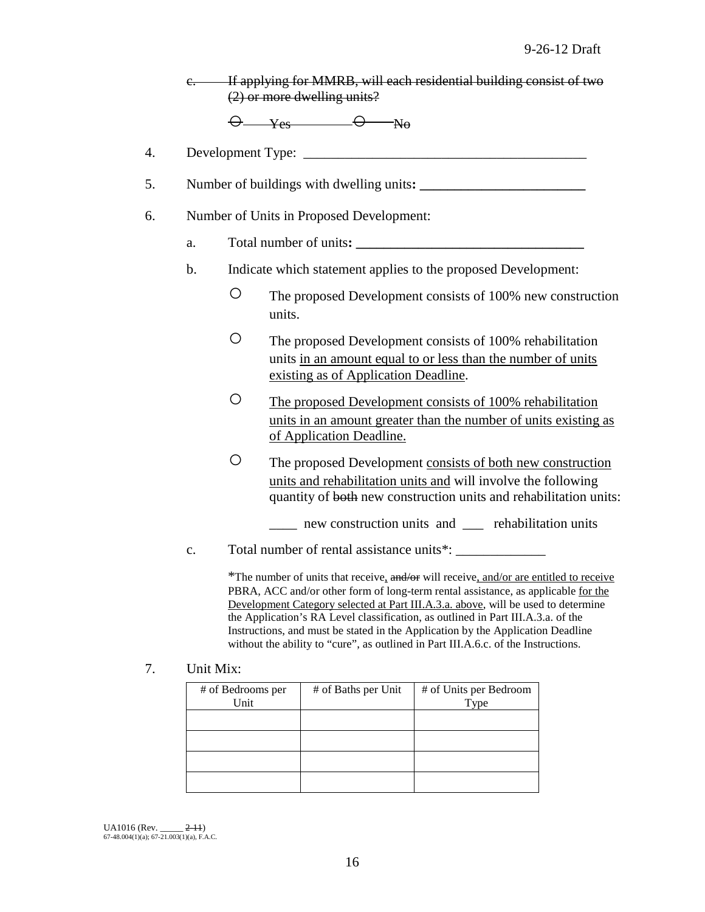~~c. If applying for MMRB, will each residential building consist of two (2) or more dwelling units?~~

~~○ Yes ○ No~~

4. Development Type: ________________________________________

5. Number of buildings with dwelling units**: ________________________**

6. Number of Units in Proposed Development:

   a. Total number of units**: _________________________________**

   b. Indicate which statement applies to the proposed Development:

      ○ The proposed Development consists of 100% new construction units.

      ○ The proposed Development consists of 100% rehabilitation units <u>in an amount equal to or less than the number of units existing as of Application Deadline</u>.

      ○ <u>The proposed Development consists of 100% rehabilitation units in an amount greater than the number of units existing as of Application Deadline.</u>

      ○ The proposed Development <u>consists of both new construction units and rehabilitation units and</u> will involve the following quantity of ~~both~~ new construction units and rehabilitation units:

      ____ new construction units and ___ rehabilitation units

   c. Total number of rental assistance units*: _____________

   *The number of units that receive<u>,</u> ~~and/or~~ will receive<u>, and/or are entitled to receive</u> PBRA, ACC and/or other form of long-term rental assistance, as applicable <u>for the Development Category selected at Part III.A.3.a. above</u>, will be used to determine the Application's RA Level classification, as outlined in Part III.A.3.a. of the Instructions, and must be stated in the Application by the Application Deadline without the ability to "cure", as outlined in Part III.A.6.c. of the Instructions.

7. Unit Mix:

| # of Bedrooms per Unit | # of Baths per Unit | # of Units per Bedroom Type |
|---|---|---|
| | | |
| | | |
| | | |
| | | |

UA1016 (Rev. _____ ~~2-11~~)
67-48.004(1)(a); 67-21.003(1)(a), F.A.C.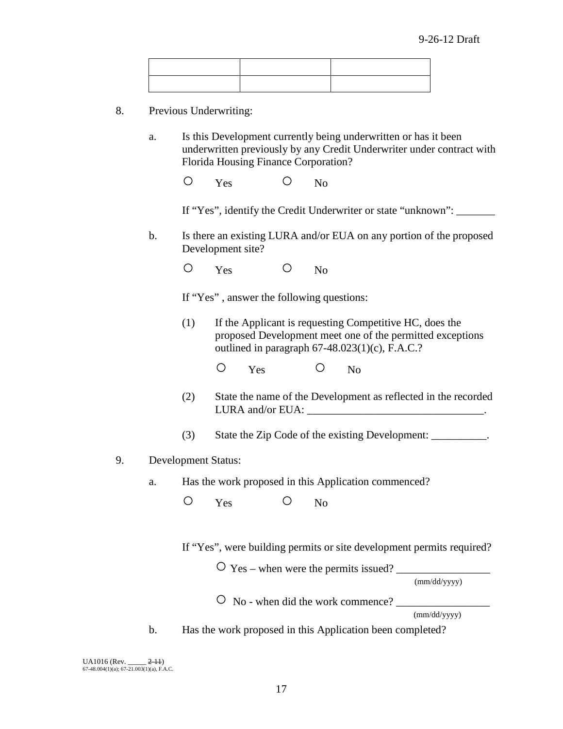| | | |
|---|---|---|
| | | |

8. Previous Underwriting:

   a. Is this Development currently being underwritten or has it been underwritten previously by any Credit Underwriter under contract with Florida Housing Finance Corporation?

      ○ Yes ○ No

      If "Yes", identify the Credit Underwriter or state "unknown": _______

   b. Is there an existing LURA and/or EUA on any portion of the proposed Development site?

      ○ Yes ○ No

      If "Yes" , answer the following questions:

      (1) If the Applicant is requesting Competitive HC, does the proposed Development meet one of the permitted exceptions outlined in paragraph 67-48.023(1)(c), F.A.C.?

         ○ Yes ○ No

      (2) State the name of the Development as reflected in the recorded LURA and/or EUA: ________________________________.

      (3) State the Zip Code of the existing Development: __________.

9. Development Status:

   a. Has the work proposed in this Application commenced?

      ○ Yes ○ No

      If "Yes", were building permits or site development permits required?

      ○ Yes – when were the permits issued? _________________ (mm/dd/yyyy)

      ○ No - when did the work commence? _________________ (mm/dd/yyyy)

   b. Has the work proposed in this Application been completed?

UA1016 (Rev. _____ ~~2-11~~)
67-48.004(1)(a); 67-21.003(1)(a), F.A.C.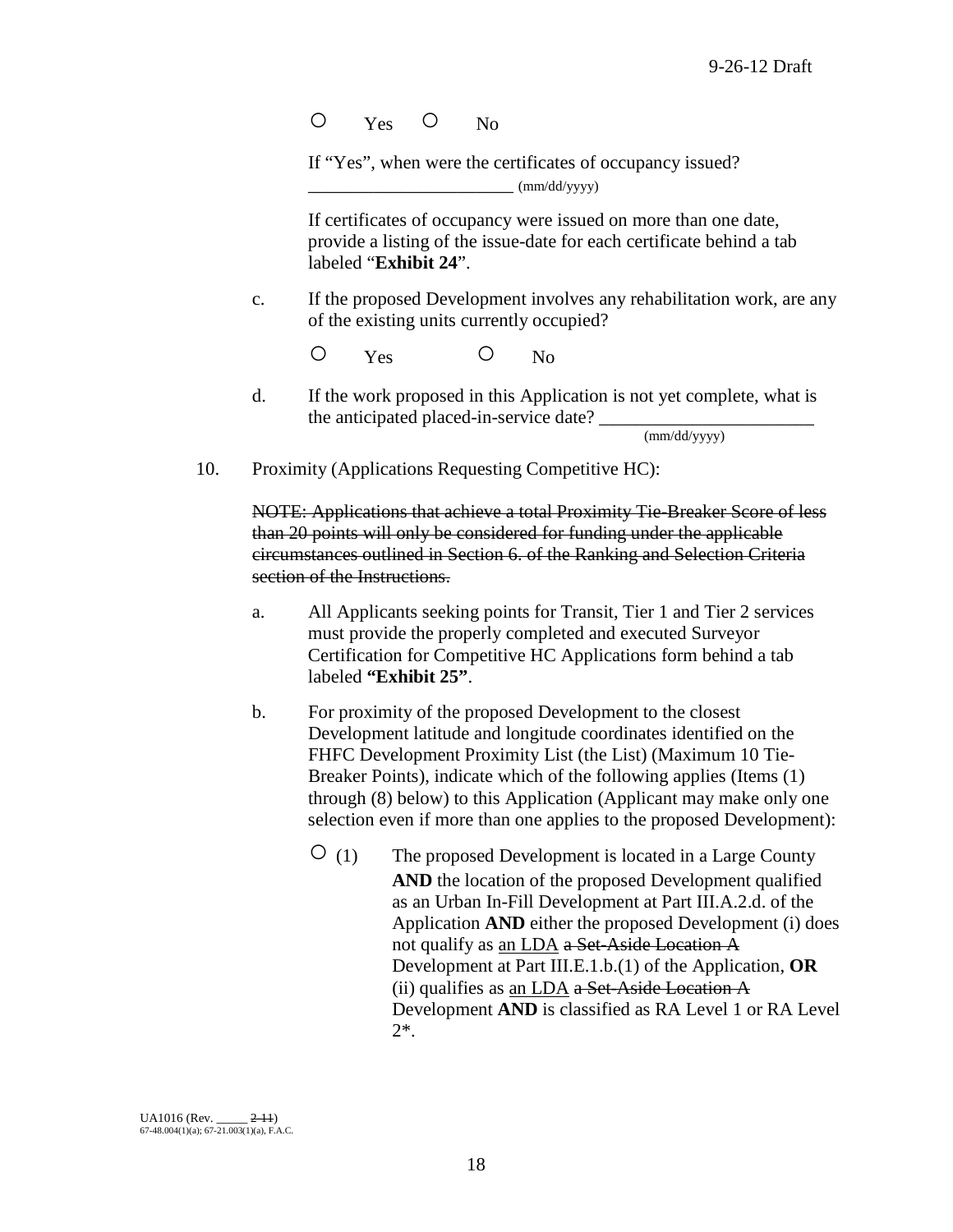○ Yes ○ No

If "Yes", when were the certificates of occupancy issued? _______________________ (mm/dd/yyyy)

If certificates of occupancy were issued on more than one date, provide a listing of the issue-date for each certificate behind a tab labeled "**Exhibit 24**".

c. If the proposed Development involves any rehabilitation work, are any of the existing units currently occupied?

○ Yes ○ No

d. If the work proposed in this Application is not yet complete, what is the anticipated placed-in-service date? _______________________ (mm/dd/yyyy)

10. Proximity (Applications Requesting Competitive HC):

~~NOTE: Applications that achieve a total Proximity Tie-Breaker Score of less than 20 points will only be considered for funding under the applicable circumstances outlined in Section 6. of the Ranking and Selection Criteria section of the Instructions.~~

a. All Applicants seeking points for Transit, Tier 1 and Tier 2 services must provide the properly completed and executed Surveyor Certification for Competitive HC Applications form behind a tab labeled **"Exhibit 25"**.

b. For proximity of the proposed Development to the closest Development latitude and longitude coordinates identified on the FHFC Development Proximity List (the List) (Maximum 10 Tie-Breaker Points), indicate which of the following applies (Items (1) through (8) below) to this Application (Applicant may make only one selection even if more than one applies to the proposed Development):

○ (1) The proposed Development is located in a Large County **AND** the location of the proposed Development qualified as an Urban In-Fill Development at Part III.A.2.d. of the Application **AND** either the proposed Development (i) does not qualify as <u>an LDA</u> ~~a Set-Aside Location A~~ Development at Part III.E.1.b.(1) of the Application, **OR** (ii) qualifies as <u>an LDA</u> ~~a Set-Aside Location A~~ Development **AND** is classified as RA Level 1 or RA Level 2*.

UA1016 (Rev. _____ ~~2-11~~)
67-48.004(1)(a); 67-21.003(1)(a), F.A.C.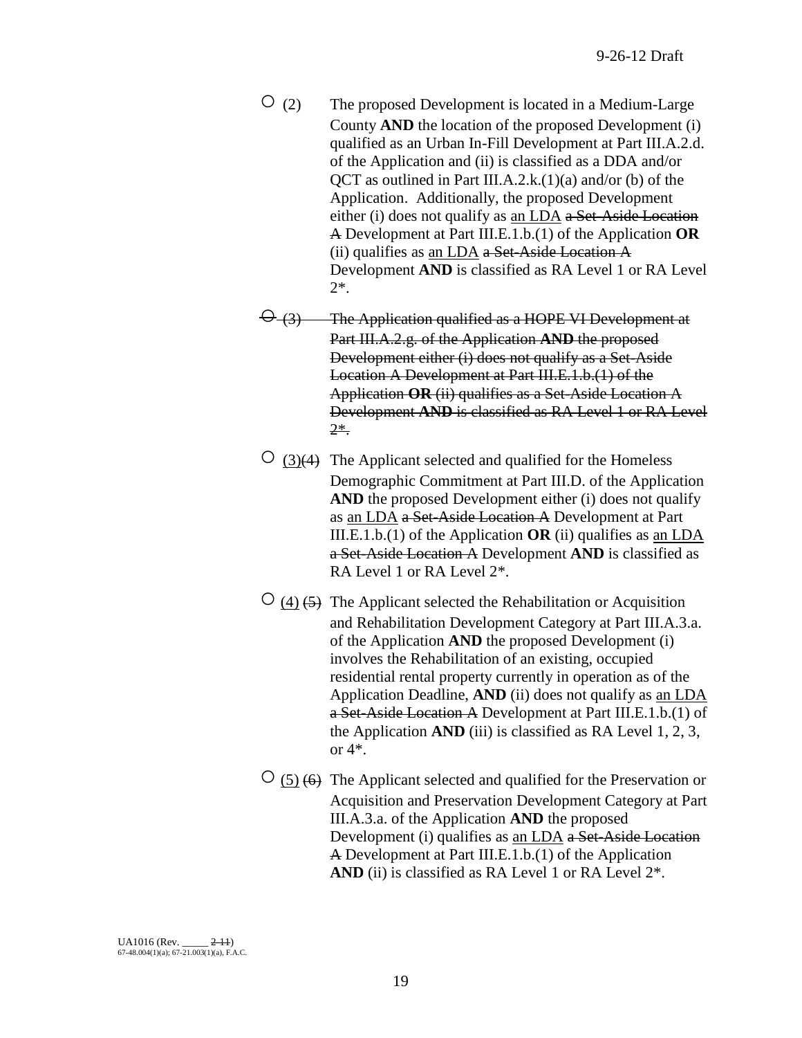○ (2) The proposed Development is located in a Medium-Large County **AND** the location of the proposed Development (i) qualified as an Urban In-Fill Development at Part III.A.2.d. of the Application and (ii) is classified as a DDA and/or QCT as outlined in Part III.A.2.k.(1)(a) and/or (b) of the Application. Additionally, the proposed Development either (i) does not qualify as <u>an LDA</u> ~~a Set-Aside Location A~~ Development at Part III.E.1.b.(1) of the Application **OR** (ii) qualifies as <u>an LDA</u> ~~a Set-Aside Location A~~ Development **AND** is classified as RA Level 1 or RA Level 2*.

~~○ (3) The Application qualified as a HOPE VI Development at Part III.A.2.g. of the Application **AND** the proposed Development either (i) does not qualify as a Set-Aside Location A Development at Part III.E.1.b.(1) of the Application **OR** (ii) qualifies as a Set-Aside Location A Development **AND** is classified as RA Level 1 or RA Level 2*.~~

○ <u>(3)</u>~~(4)~~ The Applicant selected and qualified for the Homeless Demographic Commitment at Part III.D. of the Application **AND** the proposed Development either (i) does not qualify as <u>an LDA</u> ~~a Set-Aside Location A~~ Development at Part III.E.1.b.(1) of the Application **OR** (ii) qualifies as <u>an LDA</u> ~~a Set-Aside Location A~~ Development **AND** is classified as RA Level 1 or RA Level 2*.

○ <u>(4)</u> ~~(5)~~ The Applicant selected the Rehabilitation or Acquisition and Rehabilitation Development Category at Part III.A.3.a. of the Application **AND** the proposed Development (i) involves the Rehabilitation of an existing, occupied residential rental property currently in operation as of the Application Deadline, **AND** (ii) does not qualify as <u>an LDA</u> ~~a Set-Aside Location A~~ Development at Part III.E.1.b.(1) of the Application **AND** (iii) is classified as RA Level 1, 2, 3, or 4*.

○ <u>(5)</u> ~~(6)~~ The Applicant selected and qualified for the Preservation or Acquisition and Preservation Development Category at Part III.A.3.a. of the Application **AND** the proposed Development (i) qualifies as <u>an LDA</u> ~~a Set-Aside Location A~~ Development at Part III.E.1.b.(1) of the Application **AND** (ii) is classified as RA Level 1 or RA Level 2*.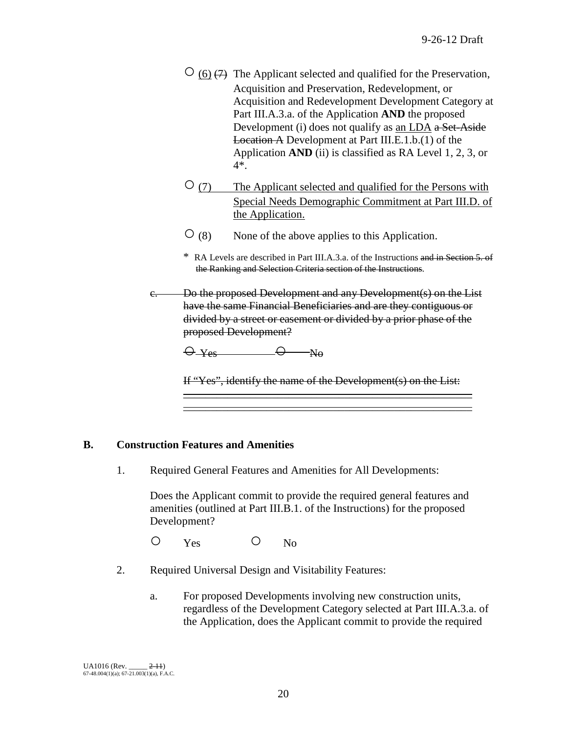○ <u>(6)</u> ~~(7)~~ The Applicant selected and qualified for the Preservation, Acquisition and Preservation, Redevelopment, or Acquisition and Redevelopment Development Category at Part III.A.3.a. of the Application **AND** the proposed Development (i) does not qualify as <u>an LDA</u> ~~a Set-Aside Location A~~ Development at Part III.E.1.b.(1) of the Application **AND** (ii) is classified as RA Level 1, 2, 3, or 4*.

○ <u>(7) The Applicant selected and qualified for the Persons with Special Needs Demographic Commitment at Part III.D. of the Application.</u>

○ (8) None of the above applies to this Application.

\* RA Levels are described in Part III.A.3.a. of the Instructions ~~and in Section 5. of the Ranking and Selection Criteria section of the Instructions~~.

~~c. Do the proposed Development and any Development(s) on the List have the same Financial Beneficiaries and are they contiguous or divided by a street or easement or divided by a prior phase of the proposed Development?~~

~~○ Yes ○ No~~

~~If "Yes", identify the name of the Development(s) on the List:~~

## B. Construction Features and Amenities

1. Required General Features and Amenities for All Developments:

   Does the Applicant commit to provide the required general features and amenities (outlined at Part III.B.1. of the Instructions) for the proposed Development?

   ○ Yes ○ No

2. Required Universal Design and Visitability Features:

   a. For proposed Developments involving new construction units, regardless of the Development Category selected at Part III.A.3.a. of the Application, does the Applicant commit to provide the required

UA1016 (Rev. _____ ~~2-11~~)
67-48.004(1)(a); 67-21.003(1)(a), F.A.C.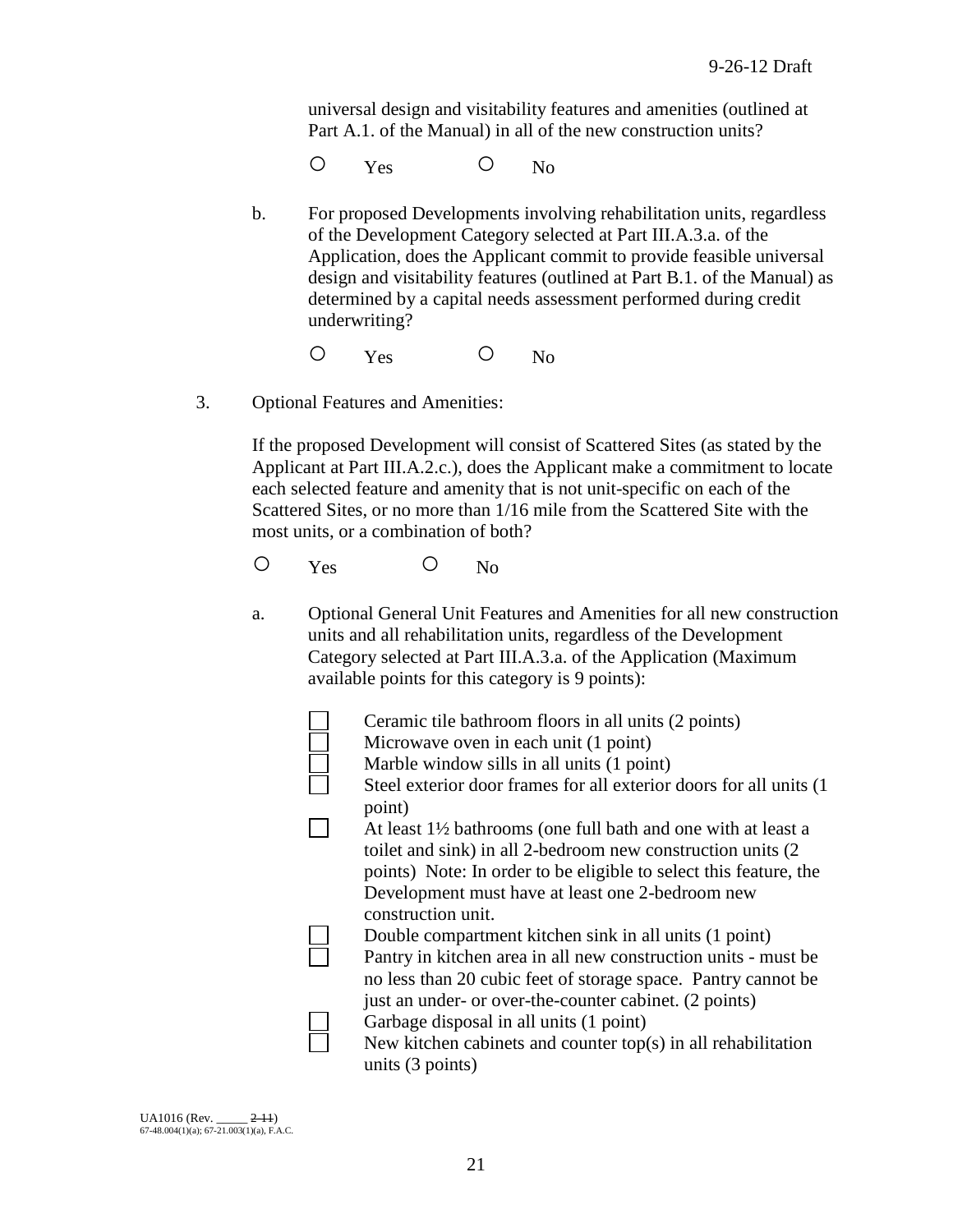universal design and visitability features and amenities (outlined at Part A.1. of the Manual) in all of the new construction units?

○ Yes ○ No

b. For proposed Developments involving rehabilitation units, regardless of the Development Category selected at Part III.A.3.a. of the Application, does the Applicant commit to provide feasible universal design and visitability features (outlined at Part B.1. of the Manual) as determined by a capital needs assessment performed during credit underwriting?

○ Yes ○ No

3. Optional Features and Amenities:

If the proposed Development will consist of Scattered Sites (as stated by the Applicant at Part III.A.2.c.), does the Applicant make a commitment to locate each selected feature and amenity that is not unit-specific on each of the Scattered Sites, or no more than 1/16 mile from the Scattered Site with the most units, or a combination of both?

○ Yes ○ No

a. Optional General Unit Features and Amenities for all new construction units and all rehabilitation units, regardless of the Development Category selected at Part III.A.3.a. of the Application (Maximum available points for this category is 9 points):

- ☐ Ceramic tile bathroom floors in all units (2 points)
- ☐ Microwave oven in each unit (1 point)
- ☐ Marble window sills in all units (1 point)
- ☐ Steel exterior door frames for all exterior doors for all units (1 point)
- ☐ At least 1½ bathrooms (one full bath and one with at least a toilet and sink) in all 2-bedroom new construction units (2 points) Note: In order to be eligible to select this feature, the Development must have at least one 2-bedroom new construction unit.
- ☐ Double compartment kitchen sink in all units (1 point)
- ☐ Pantry in kitchen area in all new construction units - must be no less than 20 cubic feet of storage space. Pantry cannot be just an under- or over-the-counter cabinet. (2 points)
- ☐ Garbage disposal in all units (1 point)
- ☐ New kitchen cabinets and counter top(s) in all rehabilitation units (3 points)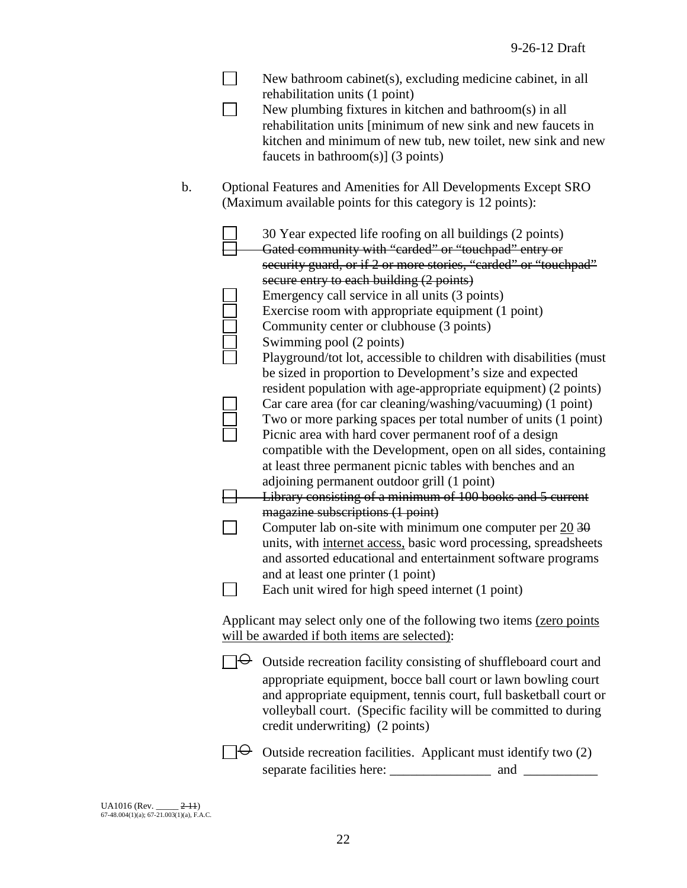- ☐ New bathroom cabinet(s), excluding medicine cabinet, in all rehabilitation units (1 point)
- ☐ New plumbing fixtures in kitchen and bathroom(s) in all rehabilitation units [minimum of new sink and new faucets in kitchen and minimum of new tub, new toilet, new sink and new faucets in bathroom(s)] (3 points)

b. Optional Features and Amenities for All Developments Except SRO (Maximum available points for this category is 12 points):

- ☐ 30 Year expected life roofing on all buildings (2 points)
- ~~☐ Gated community with "carded" or "touchpad" entry or security guard, or if 2 or more stories, "carded" or "touchpad" secure entry to each building (2 points)~~
- ☐ Emergency call service in all units (3 points)
- ☐ Exercise room with appropriate equipment (1 point)
- ☐ Community center or clubhouse (3 points)
- ☐ Swimming pool (2 points)
- ☐ Playground/tot lot, accessible to children with disabilities (must be sized in proportion to Development's size and expected resident population with age-appropriate equipment) (2 points)
- ☐ Car care area (for car cleaning/washing/vacuuming) (1 point)
- ☐ Two or more parking spaces per total number of units (1 point)
- ☐ Picnic area with hard cover permanent roof of a design compatible with the Development, open on all sides, containing at least three permanent picnic tables with benches and an adjoining permanent outdoor grill (1 point)
- ~~☐ Library consisting of a minimum of 100 books and 5 current magazine subscriptions (1 point)~~
- ☐ Computer lab on-site with minimum one computer per <u>20</u> ~~30~~ units, with <u>internet access,</u> basic word processing, spreadsheets and assorted educational and entertainment software programs and at least one printer (1 point)
- ☐ Each unit wired for high speed internet (1 point)

Applicant may select only one of the following two items <u>(zero points will be awarded if both items are selected)</u>:

- ☐ ~~O~~ Outside recreation facility consisting of shuffleboard court and appropriate equipment, bocce ball court or lawn bowling court and appropriate equipment, tennis court, full basketball court or volleyball court. (Specific facility will be committed to during credit underwriting) (2 points)

- ☐ ~~O~~ Outside recreation facilities. Applicant must identify two (2) separate facilities here: _______________ and ___________

UA1016 (Rev. _____ ~~2-11~~)
67-48.004(1)(a); 67-21.003(1)(a), F.A.C.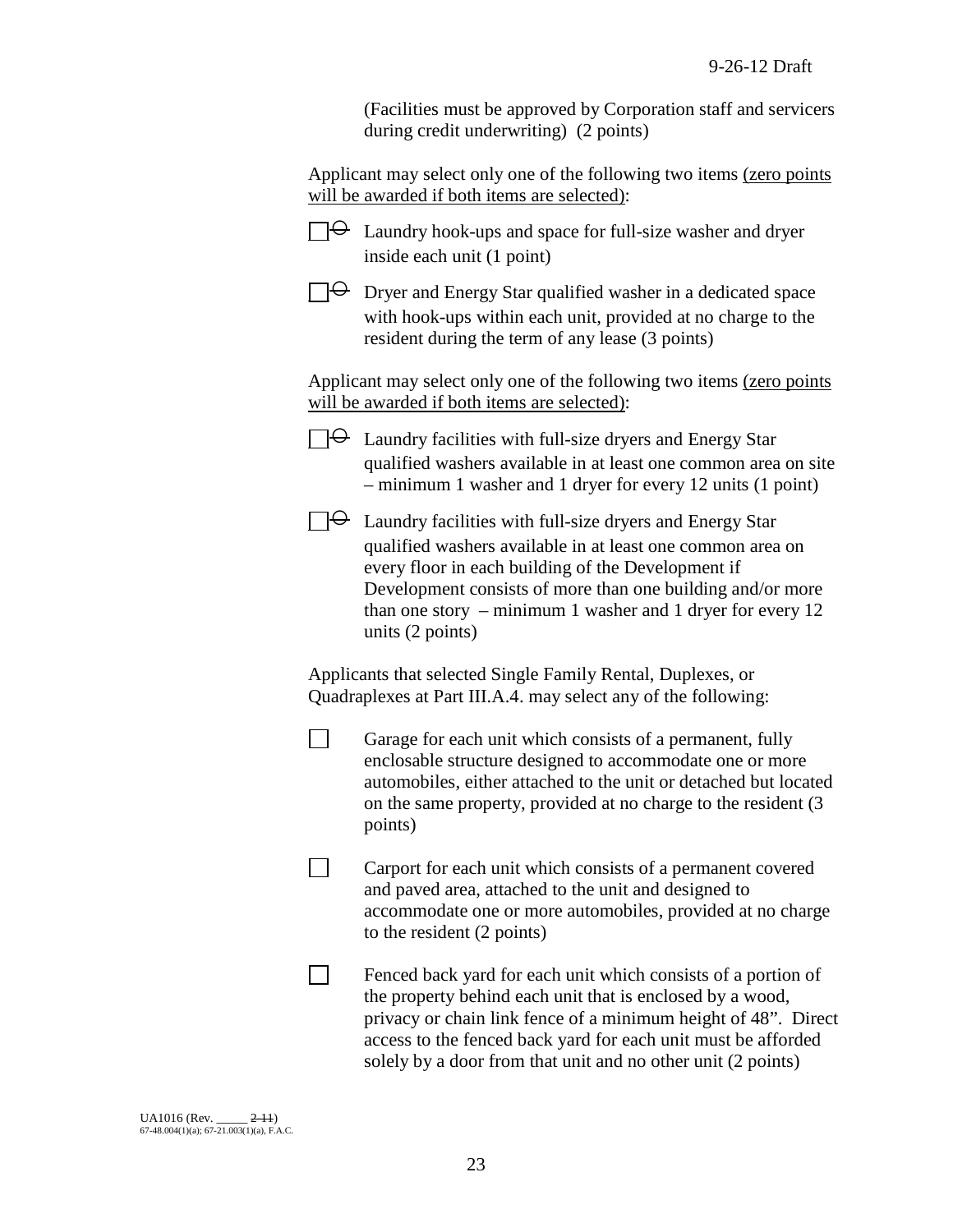(Facilities must be approved by Corporation staff and servicers during credit underwriting) (2 points)

Applicant may select only one of the following two items <u>(zero points will be awarded if both items are selected)</u>:

☐ Laundry hook-ups and space for full-size washer and dryer inside each unit (1 point)

☐ Dryer and Energy Star qualified washer in a dedicated space with hook-ups within each unit, provided at no charge to the resident during the term of any lease (3 points)

Applicant may select only one of the following two items <u>(zero points will be awarded if both items are selected)</u>:

☐ Laundry facilities with full-size dryers and Energy Star qualified washers available in at least one common area on site – minimum 1 washer and 1 dryer for every 12 units (1 point)

☐ Laundry facilities with full-size dryers and Energy Star qualified washers available in at least one common area on every floor in each building of the Development if Development consists of more than one building and/or more than one story – minimum 1 washer and 1 dryer for every 12 units (2 points)

Applicants that selected Single Family Rental, Duplexes, or Quadraplexes at Part III.A.4. may select any of the following:

☐ Garage for each unit which consists of a permanent, fully enclosable structure designed to accommodate one or more automobiles, either attached to the unit or detached but located on the same property, provided at no charge to the resident (3 points)

☐ Carport for each unit which consists of a permanent covered and paved area, attached to the unit and designed to accommodate one or more automobiles, provided at no charge to the resident (2 points)

☐ Fenced back yard for each unit which consists of a portion of the property behind each unit that is enclosed by a wood, privacy or chain link fence of a minimum height of 48". Direct access to the fenced back yard for each unit must be afforded solely by a door from that unit and no other unit (2 points)

UA1016 (Rev. _____ ~~2-11~~)
67-48.004(1)(a); 67-21.003(1)(a), F.A.C.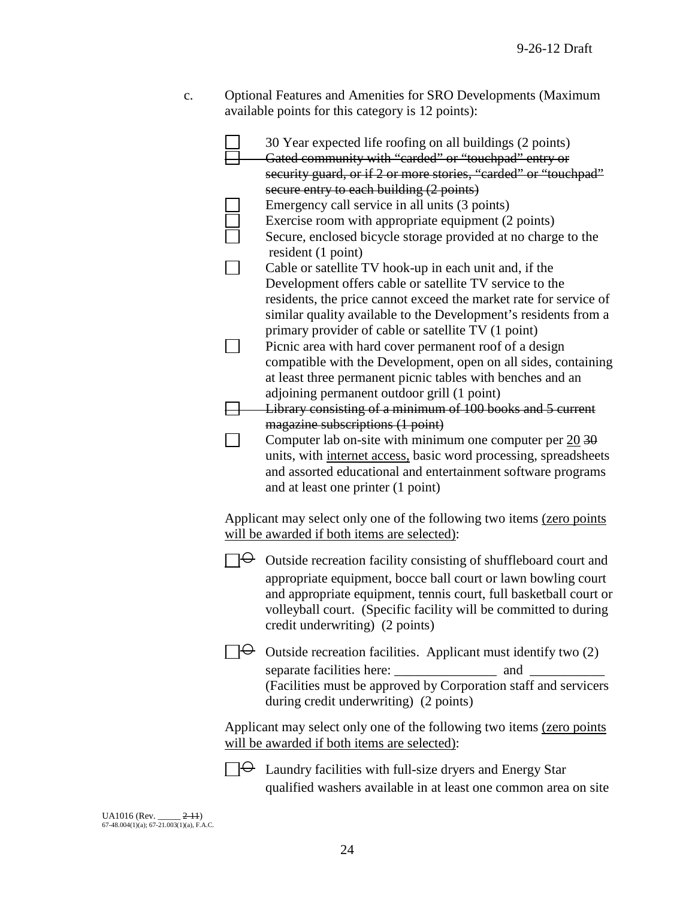c. Optional Features and Amenities for SRO Developments (Maximum available points for this category is 12 points):

- ☐ 30 Year expected life roofing on all buildings (2 points)
- ~~☐ Gated community with "carded" or "touchpad" entry or security guard, or if 2 or more stories, "carded" or "touchpad" secure entry to each building (2 points)~~
- ☐ Emergency call service in all units (3 points)
- ☐ Exercise room with appropriate equipment (2 points)
- ☐ Secure, enclosed bicycle storage provided at no charge to the resident (1 point)
- ☐ Cable or satellite TV hook-up in each unit and, if the Development offers cable or satellite TV service to the residents, the price cannot exceed the market rate for service of similar quality available to the Development's residents from a primary provider of cable or satellite TV (1 point)
- ☐ Picnic area with hard cover permanent roof of a design compatible with the Development, open on all sides, containing at least three permanent picnic tables with benches and an adjoining permanent outdoor grill (1 point)
- ~~☐ Library consisting of a minimum of 100 books and 5 current magazine subscriptions (1 point)~~
- ☐ Computer lab on-site with minimum one computer per <u>20</u> ~~30~~ units, with <u>internet access,</u> basic word processing, spreadsheets and assorted educational and entertainment software programs and at least one printer (1 point)

Applicant may select only one of the following two items <u>(zero points will be awarded if both items are selected)</u>:

- ☐ ~~O~~ Outside recreation facility consisting of shuffleboard court and appropriate equipment, bocce ball court or lawn bowling court and appropriate equipment, tennis court, full basketball court or volleyball court. (Specific facility will be committed to during credit underwriting) (2 points)

- ☐ ~~O~~ Outside recreation facilities. Applicant must identify two (2) separate facilities here: _______________ and ___________ (Facilities must be approved by Corporation staff and servicers during credit underwriting) (2 points)

Applicant may select only one of the following two items <u>(zero points will be awarded if both items are selected)</u>:

- ☐ ~~O~~ Laundry facilities with full-size dryers and Energy Star qualified washers available in at least one common area on site

UA1016 (Rev. _____ ~~2-11~~)
67-48.004(1)(a); 67-21.003(1)(a), F.A.C.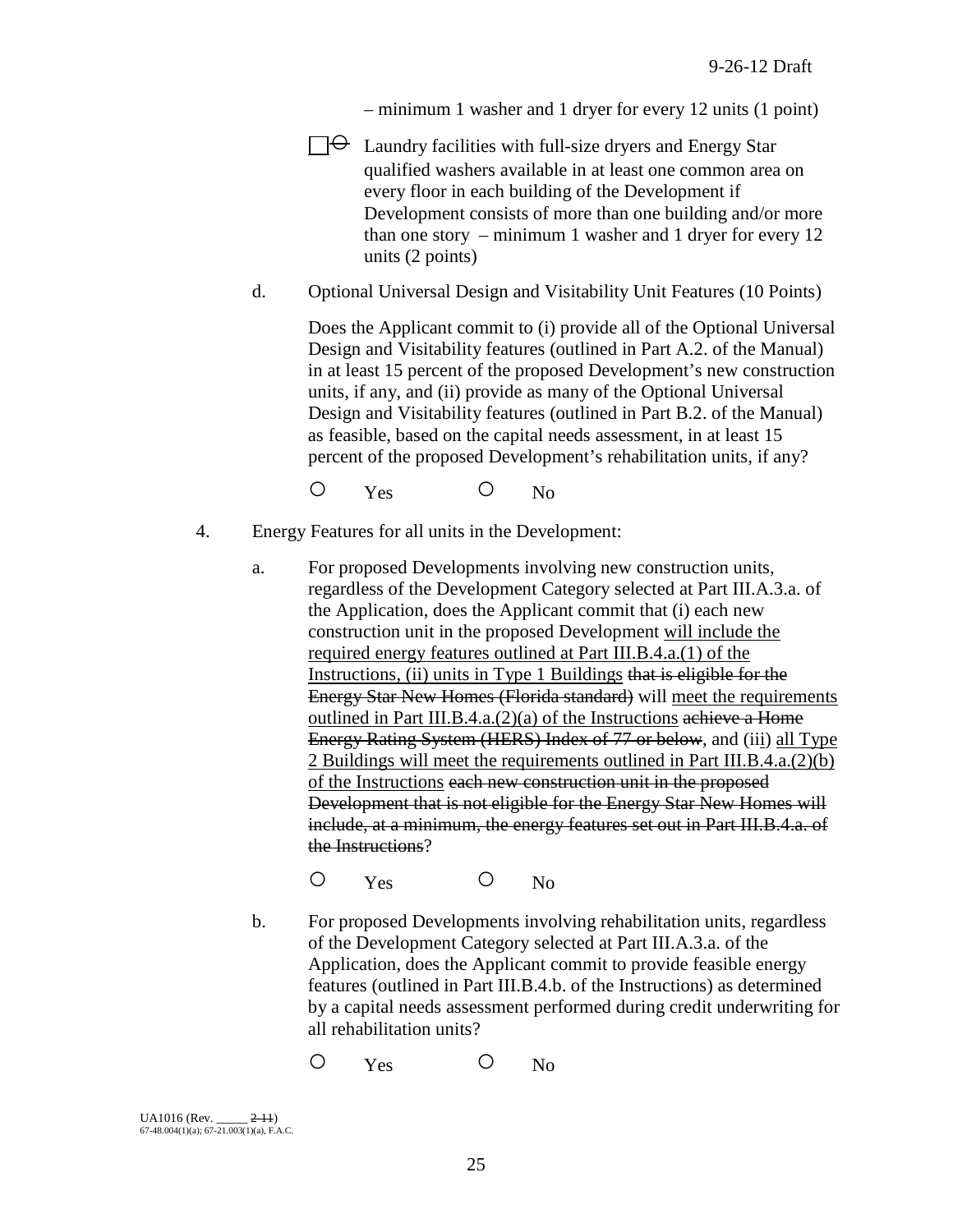– minimum 1 washer and 1 dryer for every 12 units (1 point)

☐ ~~○~~ Laundry facilities with full-size dryers and Energy Star qualified washers available in at least one common area on every floor in each building of the Development if Development consists of more than one building and/or more than one story – minimum 1 washer and 1 dryer for every 12 units (2 points)

d. Optional Universal Design and Visitability Unit Features (10 Points)

Does the Applicant commit to (i) provide all of the Optional Universal Design and Visitability features (outlined in Part A.2. of the Manual) in at least 15 percent of the proposed Development's new construction units, if any, and (ii) provide as many of the Optional Universal Design and Visitability features (outlined in Part B.2. of the Manual) as feasible, based on the capital needs assessment, in at least 15 percent of the proposed Development's rehabilitation units, if any?

○ Yes ○ No

4. Energy Features for all units in the Development:

a. For proposed Developments involving new construction units, regardless of the Development Category selected at Part III.A.3.a. of the Application, does the Applicant commit that (i) each new construction unit in the proposed Development <u>will include the required energy features outlined at Part III.B.4.a.(1) of the Instructions, (ii) units in Type 1 Buildings</u> ~~that is eligible for the Energy Star New Homes (Florida standard)~~ will <u>meet the requirements outlined in Part III.B.4.a.(2)(a) of the Instructions</u> ~~achieve a Home Energy Rating System (HERS) Index of 77 or below~~, and (iii) <u>all Type 2 Buildings will meet the requirements outlined in Part III.B.4.a.(2)(b) of the Instructions</u> ~~each new construction unit in the proposed Development that is not eligible for the Energy Star New Homes will include, at a minimum, the energy features set out in Part III.B.4.a. of the Instructions~~?

○ Yes ○ No

b. For proposed Developments involving rehabilitation units, regardless of the Development Category selected at Part III.A.3.a. of the Application, does the Applicant commit to provide feasible energy features (outlined in Part III.B.4.b. of the Instructions) as determined by a capital needs assessment performed during credit underwriting for all rehabilitation units?

○ Yes ○ No

UA1016 (Rev. _____ ~~2-11~~)
67-48.004(1)(a); 67-21.003(1)(a), F.A.C.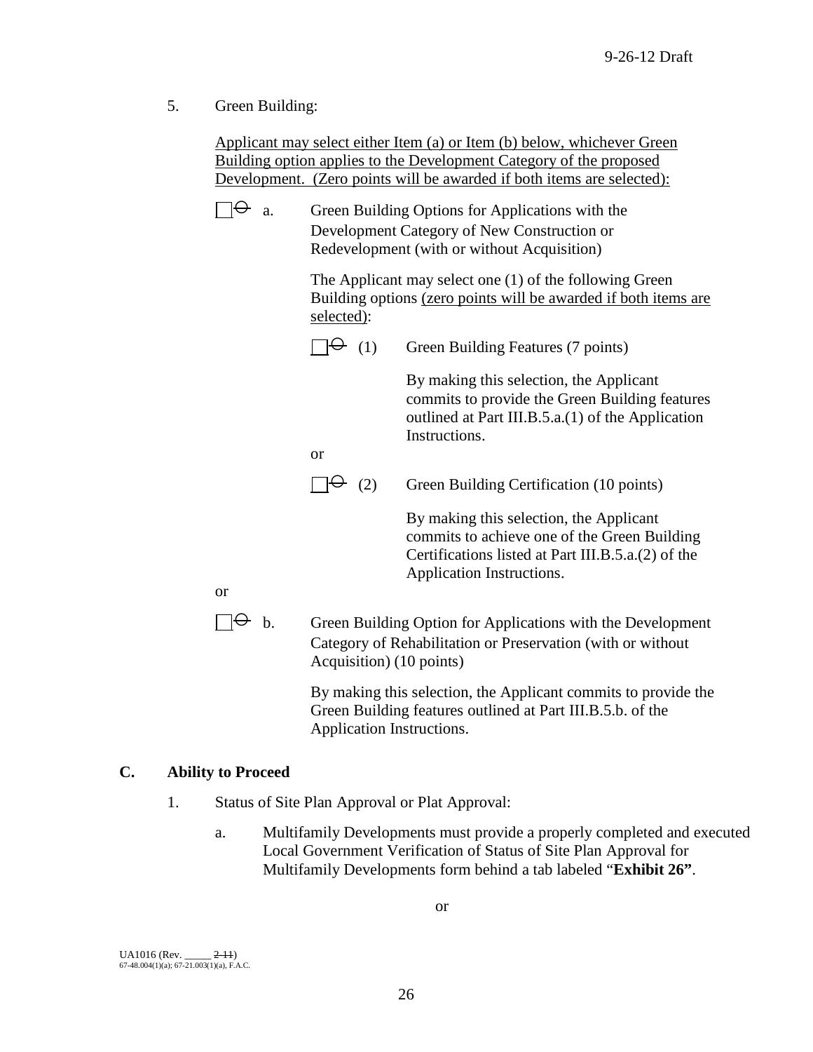5. Green Building:

   Applicant may select either Item (a) or Item (b) below, whichever Green Building option applies to the Development Category of the proposed Development. (Zero points will be awarded if both items are selected):

   ☐ ~~O~~ a. Green Building Options for Applications with the Development Category of New Construction or Redevelopment (with or without Acquisition)

   The Applicant may select one (1) of the following Green Building options (zero points will be awarded if both items are selected):

   ☐ ~~O~~ (1) Green Building Features (7 points)

   By making this selection, the Applicant commits to provide the Green Building features outlined at Part III.B.5.a.(1) of the Application Instructions.

   or

   ☐ ~~O~~ (2) Green Building Certification (10 points)

   By making this selection, the Applicant commits to achieve one of the Green Building Certifications listed at Part III.B.5.a.(2) of the Application Instructions.

   or

   ☐ ~~O~~ b. Green Building Option for Applications with the Development Category of Rehabilitation or Preservation (with or without Acquisition) (10 points)

   By making this selection, the Applicant commits to provide the Green Building features outlined at Part III.B.5.b. of the Application Instructions.

## C. Ability to Proceed

1. Status of Site Plan Approval or Plat Approval:

   a. Multifamily Developments must provide a properly completed and executed Local Government Verification of Status of Site Plan Approval for Multifamily Developments form behind a tab labeled "**Exhibit 26"**.

   or

UA1016 (Rev. _____ ~~2-11~~)
67-48.004(1)(a); 67-21.003(1)(a), F.A.C.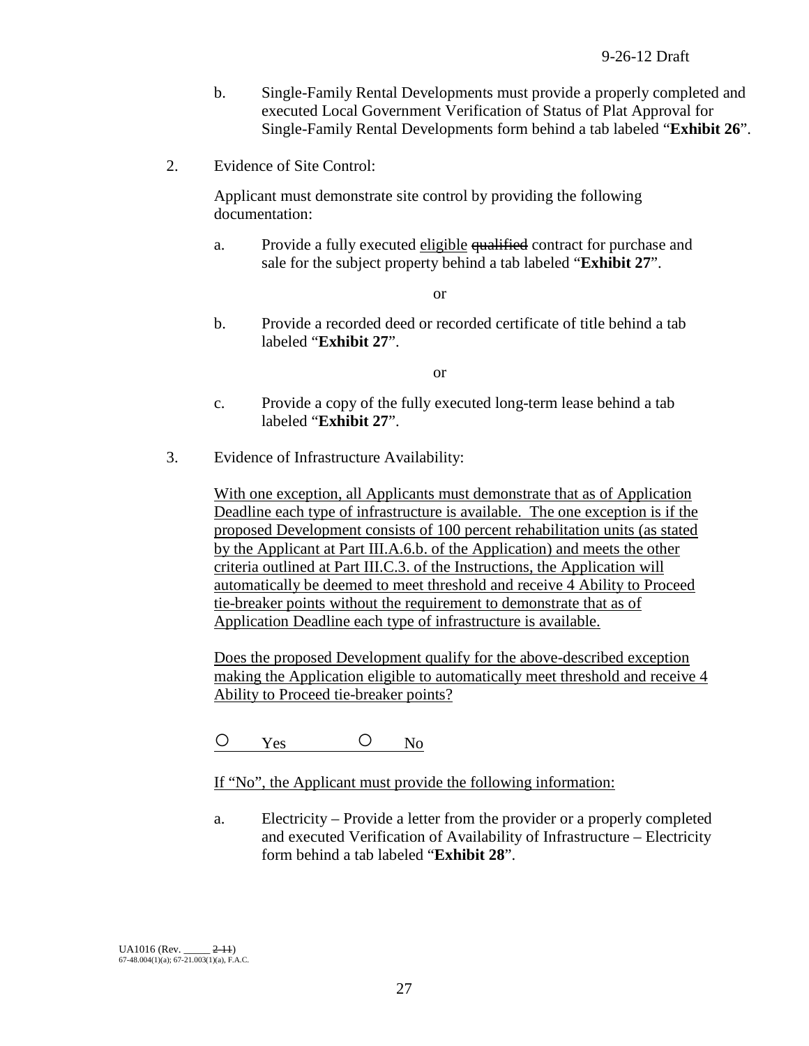b. Single-Family Rental Developments must provide a properly completed and executed Local Government Verification of Status of Plat Approval for Single-Family Rental Developments form behind a tab labeled "**Exhibit 26**".

2. Evidence of Site Control:

Applicant must demonstrate site control by providing the following documentation:

a. Provide a fully executed <u>eligible</u> ~~qualified~~ contract for purchase and sale for the subject property behind a tab labeled "**Exhibit 27**".

or

b. Provide a recorded deed or recorded certificate of title behind a tab labeled "**Exhibit 27**".

or

c. Provide a copy of the fully executed long-term lease behind a tab labeled "**Exhibit 27**".

3. Evidence of Infrastructure Availability:

<u>With one exception, all Applicants must demonstrate that as of Application Deadline each type of infrastructure is available. The one exception is if the proposed Development consists of 100 percent rehabilitation units (as stated by the Applicant at Part III.A.6.b. of the Application) and meets the other criteria outlined at Part III.C.3. of the Instructions, the Application will automatically be deemed to meet threshold and receive 4 Ability to Proceed tie-breaker points without the requirement to demonstrate that as of Application Deadline each type of infrastructure is available.</u>

<u>Does the proposed Development qualify for the above-described exception making the Application eligible to automatically meet threshold and receive 4 Ability to Proceed tie-breaker points?</u>

<u>○ Yes ○ No</u>

<u>If "No", the Applicant must provide the following information:</u>

a. Electricity – Provide a letter from the provider or a properly completed and executed Verification of Availability of Infrastructure – Electricity form behind a tab labeled "**Exhibit 28**".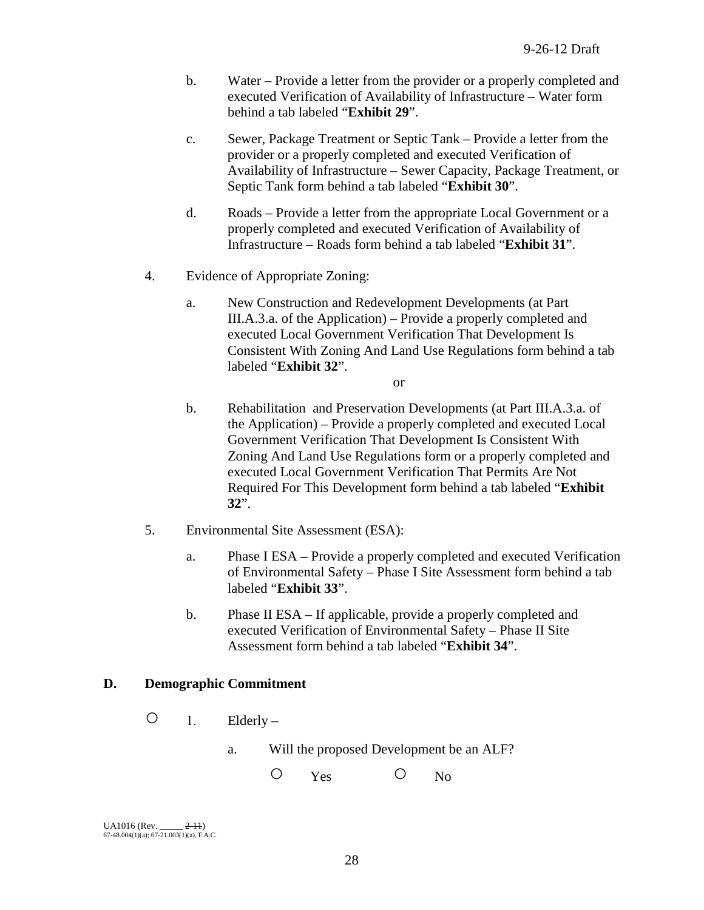b. Water – Provide a letter from the provider or a properly completed and executed Verification of Availability of Infrastructure – Water form behind a tab labeled "**Exhibit 29**".

c. Sewer, Package Treatment or Septic Tank – Provide a letter from the provider or a properly completed and executed Verification of Availability of Infrastructure – Sewer Capacity, Package Treatment, or Septic Tank form behind a tab labeled "**Exhibit 30**".

d. Roads – Provide a letter from the appropriate Local Government or a properly completed and executed Verification of Availability of Infrastructure – Roads form behind a tab labeled "**Exhibit 31**".

4. Evidence of Appropriate Zoning:

a. New Construction and Redevelopment Developments (at Part III.A.3.a. of the Application) – Provide a properly completed and executed Local Government Verification That Development Is Consistent With Zoning And Land Use Regulations form behind a tab labeled "**Exhibit 32**".

or

b. Rehabilitation and Preservation Developments (at Part III.A.3.a. of the Application) – Provide a properly completed and executed Local Government Verification That Development Is Consistent With Zoning And Land Use Regulations form or a properly completed and executed Local Government Verification That Permits Are Not Required For This Development form behind a tab labeled "**Exhibit 32**".

5. Environmental Site Assessment (ESA):

a. Phase I ESA **–** Provide a properly completed and executed Verification of Environmental Safety – Phase I Site Assessment form behind a tab labeled "**Exhibit 33**".

b. Phase II ESA – If applicable, provide a properly completed and executed Verification of Environmental Safety – Phase II Site Assessment form behind a tab labeled "**Exhibit 34**".

**D. Demographic Commitment**

○ 1. Elderly –

a. Will the proposed Development be an ALF?

○ Yes ○ No

UA1016 (Rev. _____ ~~2-11~~)
67-48.004(1)(a); 67-21.003(1)(a), F.A.C.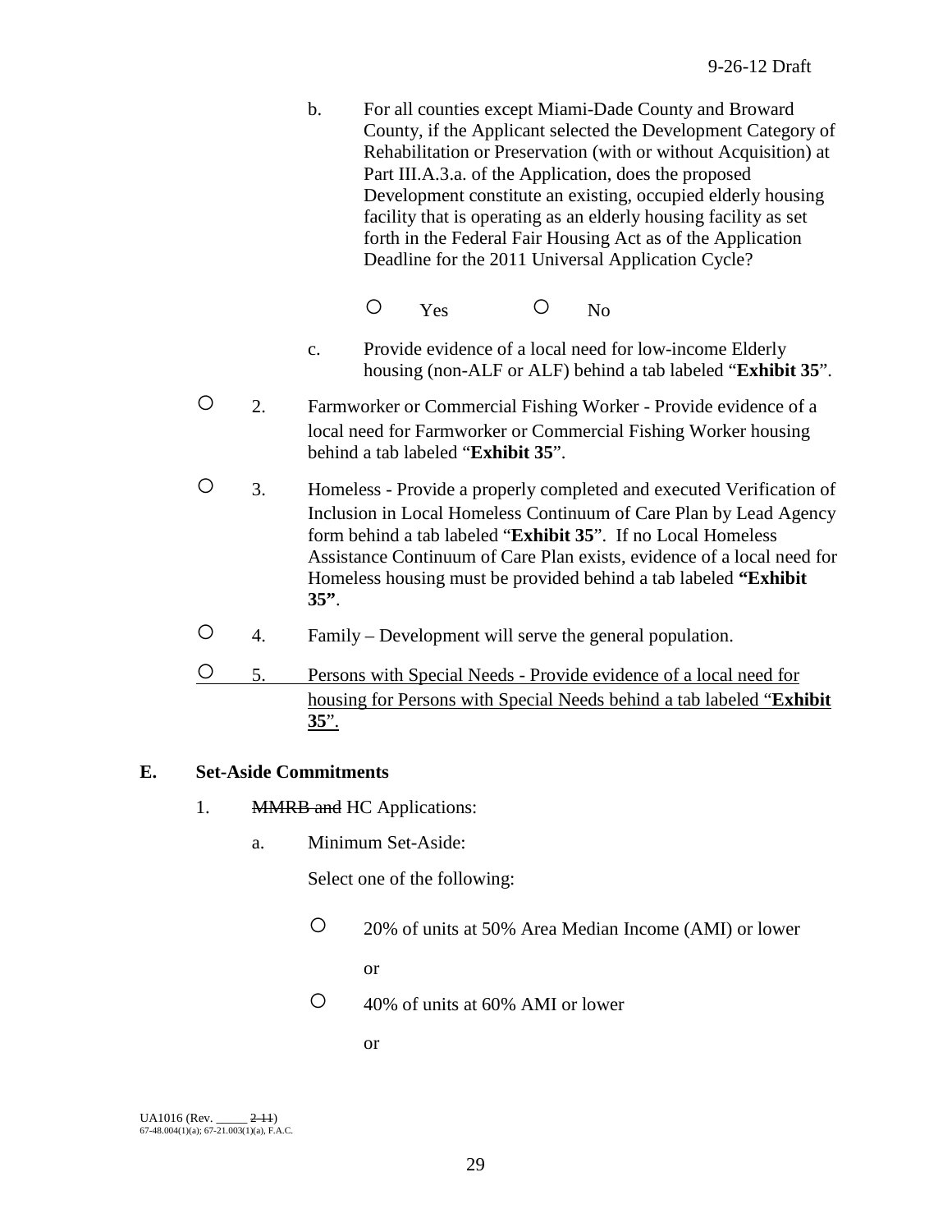b. For all counties except Miami-Dade County and Broward County, if the Applicant selected the Development Category of Rehabilitation or Preservation (with or without Acquisition) at Part III.A.3.a. of the Application, does the proposed Development constitute an existing, occupied elderly housing facility that is operating as an elderly housing facility as set forth in the Federal Fair Housing Act as of the Application Deadline for the 2011 Universal Application Cycle?

○ Yes ○ No

c. Provide evidence of a local need for low-income Elderly housing (non-ALF or ALF) behind a tab labeled "**Exhibit 35**".

○ 2. Farmworker or Commercial Fishing Worker - Provide evidence of a local need for Farmworker or Commercial Fishing Worker housing behind a tab labeled "**Exhibit 35**".

○ 3. Homeless - Provide a properly completed and executed Verification of Inclusion in Local Homeless Continuum of Care Plan by Lead Agency form behind a tab labeled "**Exhibit 35**". If no Local Homeless Assistance Continuum of Care Plan exists, evidence of a local need for Homeless housing must be provided behind a tab labeled **"Exhibit 35"**.

○ 4. Family – Development will serve the general population.

<u>○ 5. Persons with Special Needs - Provide evidence of a local need for housing for Persons with Special Needs behind a tab labeled "**Exhibit 35**".</u>

**E. Set-Aside Commitments**

1. ~~MMRB and~~ HC Applications:

a. Minimum Set-Aside:

Select one of the following:

○ 20% of units at 50% Area Median Income (AMI) or lower

or

○ 40% of units at 60% AMI or lower

or

UA1016 (Rev. _____ ~~2-11~~)
67-48.004(1)(a); 67-21.003(1)(a), F.A.C.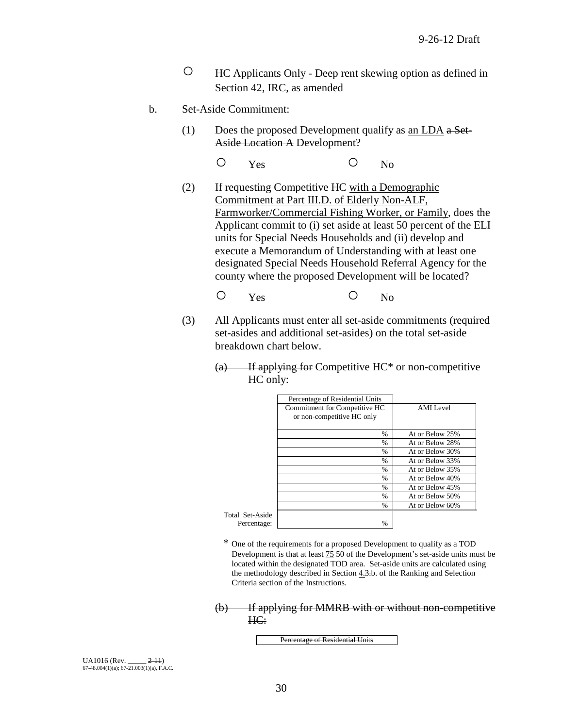○ HC Applicants Only - Deep rent skewing option as defined in Section 42, IRC, as amended

b. Set-Aside Commitment:

(1) Does the proposed Development qualify as <u>an LDA</u> ~~a Set-Aside Location A~~ Development?

○ Yes ○ No

(2) If requesting Competitive HC <u>with a Demographic Commitment at Part III.D. of Elderly Non-ALF, Farmworker/Commercial Fishing Worker, or Family</u>, does the Applicant commit to (i) set aside at least 50 percent of the ELI units for Special Needs Households and (ii) develop and execute a Memorandum of Understanding with at least one designated Special Needs Household Referral Agency for the county where the proposed Development will be located?

○ Yes ○ No

(3) All Applicants must enter all set-aside commitments (required set-asides and additional set-asides) on the total set-aside breakdown chart below.

~~(a) If applying for~~ Competitive HC* or non-competitive HC only:

| | Percentage of Residential Units Commitment for Competitive HC or non-competitive HC only | AMI Level |
|---|---|---|
| | % | At or Below 25% |
| | % | At or Below 28% |
| | % | At or Below 30% |
| | % | At or Below 33% |
| | % | At or Below 35% |
| | % | At or Below 40% |
| | % | At or Below 45% |
| | % | At or Below 50% |
| | % | At or Below 60% |
| Total Set-Aside Percentage: | % | |

\* One of the requirements for a proposed Development to qualify as a TOD Development is that at least <u>75</u> ~~50~~ of the Development's set-aside units must be located within the designated TOD area. Set-aside units are calculated using the methodology described in Section <u>4.</u>~~3.~~b. of the Ranking and Selection Criteria section of the Instructions.

~~(b) If applying for MMRB with or without non-competitive HC:~~

~~Percentage of Residential Units~~

UA1016 (Rev. _____ ~~2-11~~)
67-48.004(1)(a); 67-21.003(1)(a), F.A.C.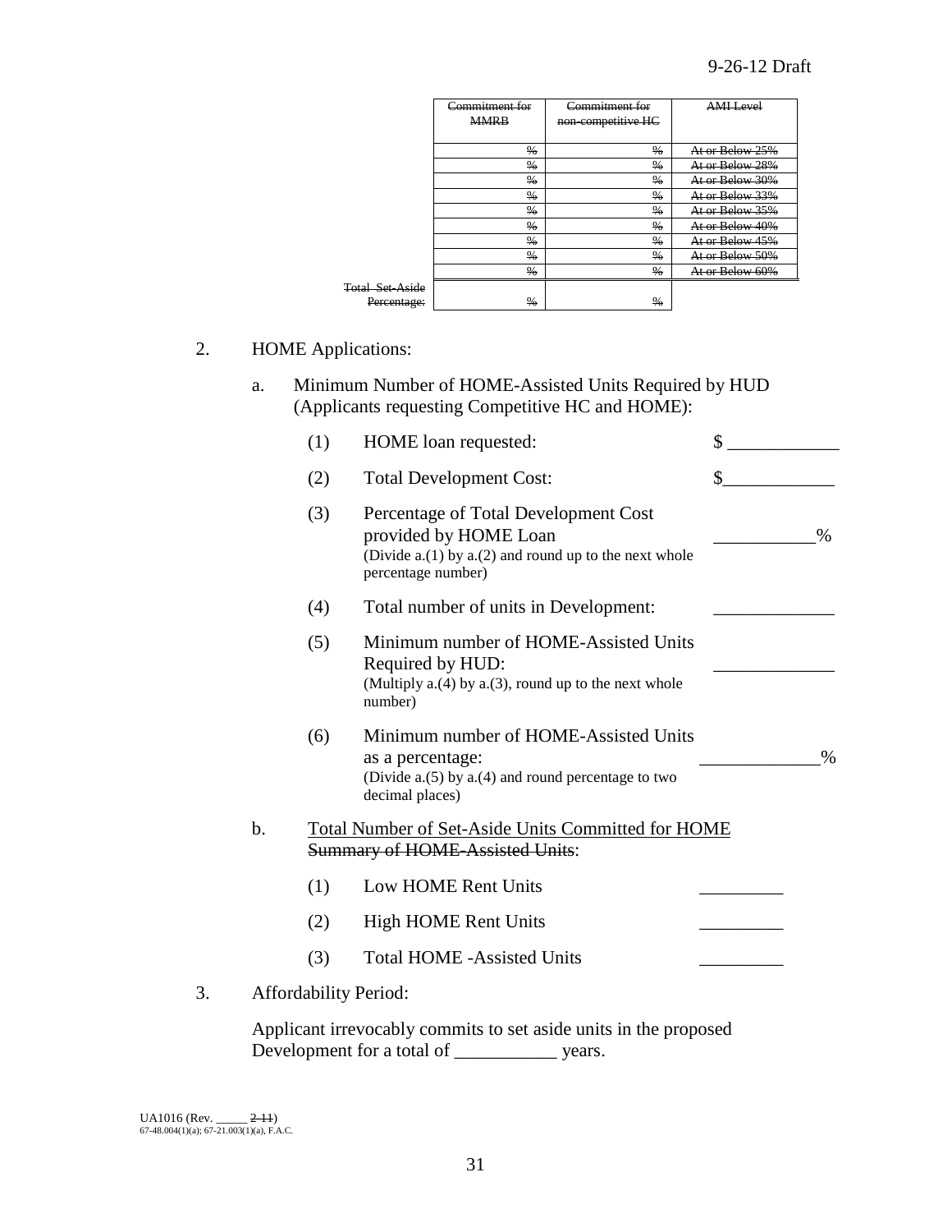| Commitment for MMRB | Commitment for non-competitive HC | AMI Level |
|---|---|---|
| ~~%~~ | ~~%~~ | ~~At or Below 25%~~ |
| ~~%~~ | ~~%~~ | ~~At or Below 28%~~ |
| ~~%~~ | ~~%~~ | ~~At or Below 30%~~ |
| ~~%~~ | ~~%~~ | ~~At or Below 33%~~ |
| ~~%~~ | ~~%~~ | ~~At or Below 35%~~ |
| ~~%~~ | ~~%~~ | ~~At or Below 40%~~ |
| ~~%~~ | ~~%~~ | ~~At or Below 45%~~ |
| ~~%~~ | ~~%~~ | ~~At or Below 50%~~ |
| ~~%~~ | ~~%~~ | ~~At or Below 60%~~ |
| ~~Total Set-Aside Percentage:~~ ~~%~~ | ~~%~~ | |

(Note: the table headers "~~Commitment for MMRB~~", "~~Commitment for non-competitive HC~~", and "~~AMI Level~~" are also struck through.)

2. HOME Applications:

   a. Minimum Number of HOME-Assisted Units Required by HUD (Applicants requesting Competitive HC and HOME):

      (1) HOME loan requested: $ ____________

      (2) Total Development Cost: $____________

      (3) Percentage of Total Development Cost provided by HOME Loan (Divide a.(1) by a.(2) and round up to the next whole percentage number) ___________%

      (4) Total number of units in Development: _____________

      (5) Minimum number of HOME-Assisted Units Required by HUD: (Multiply a.(4) by a.(3), round up to the next whole number) _____________

      (6) Minimum number of HOME-Assisted Units as a percentage: (Divide a.(5) by a.(4) and round percentage to two decimal places) _____________%

   b. <u>Total Number of Set-Aside Units Committed for HOME</u> ~~Summary of HOME-Assisted Units~~:

      (1) Low HOME Rent Units _________

      (2) High HOME Rent Units _________

      (3) Total HOME -Assisted Units _________

3. Affordability Period:

   Applicant irrevocably commits to set aside units in the proposed Development for a total of ___________ years.

UA1016 (Rev. _____ ~~2-11~~)
67-48.004(1)(a); 67-21.003(1)(a), F.A.C.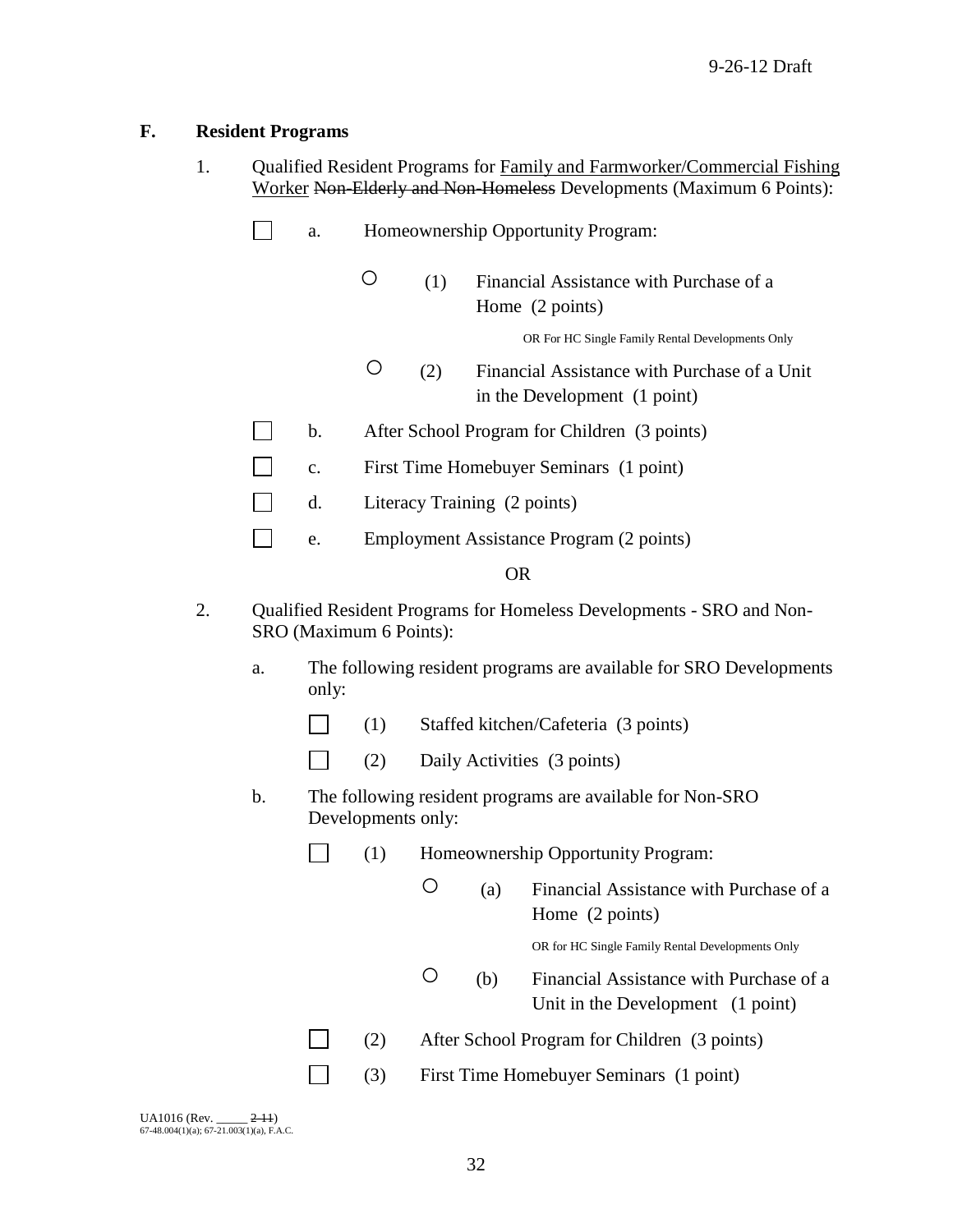9-26-12 Draft

**F. Resident Programs**

1. Qualified Resident Programs for Family and Farmworker/Commercial Fishing Worker ~~Non-Elderly and Non-Homeless~~ Developments (Maximum 6 Points):

   ☐ a. Homeownership Opportunity Program:

      ○ (1) Financial Assistance with Purchase of a Home (2 points)

      OR For HC Single Family Rental Developments Only

      ○ (2) Financial Assistance with Purchase of a Unit in the Development (1 point)

   ☐ b. After School Program for Children (3 points)

   ☐ c. First Time Homebuyer Seminars (1 point)

   ☐ d. Literacy Training (2 points)

   ☐ e. Employment Assistance Program (2 points)

OR

2. Qualified Resident Programs for Homeless Developments - SRO and Non-SRO (Maximum 6 Points):

   a. The following resident programs are available for SRO Developments only:

      ☐ (1) Staffed kitchen/Cafeteria (3 points)

      ☐ (2) Daily Activities (3 points)

   b. The following resident programs are available for Non-SRO Developments only:

      ☐ (1) Homeownership Opportunity Program:

         ○ (a) Financial Assistance with Purchase of a Home (2 points)

         OR for HC Single Family Rental Developments Only

         ○ (b) Financial Assistance with Purchase of a Unit in the Development (1 point)

      ☐ (2) After School Program for Children (3 points)

      ☐ (3) First Time Homebuyer Seminars (1 point)

UA1016 (Rev. _____ ~~2-11~~)
67-48.004(1)(a); 67-21.003(1)(a), F.A.C.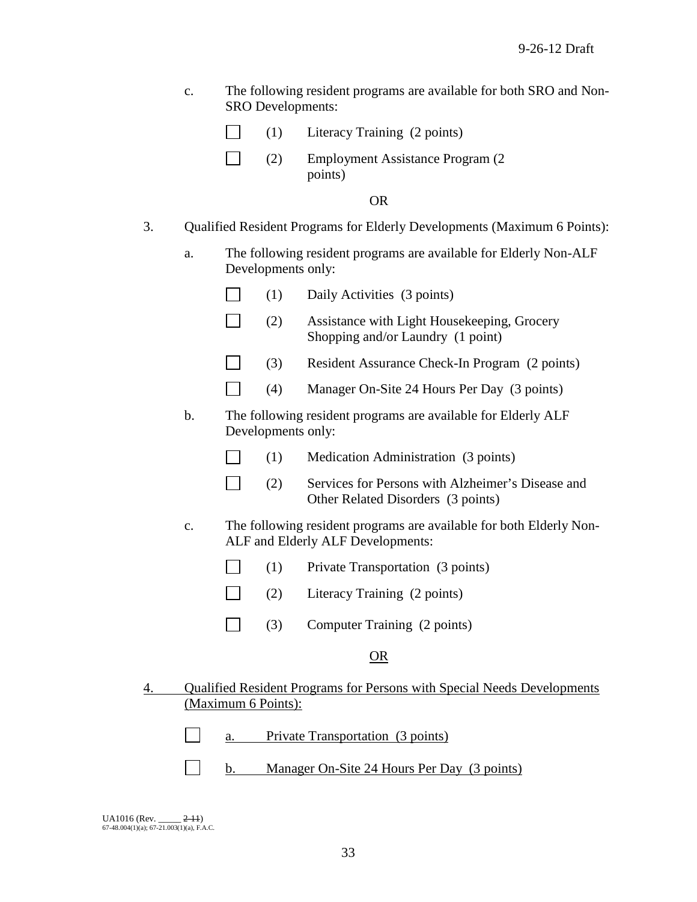c. The following resident programs are available for both SRO and Non-SRO Developments:

- ☐ (1) Literacy Training (2 points)
- ☐ (2) Employment Assistance Program (2 points)

OR

3. Qualified Resident Programs for Elderly Developments (Maximum 6 Points):

a. The following resident programs are available for Elderly Non-ALF Developments only:

- ☐ (1) Daily Activities (3 points)
- ☐ (2) Assistance with Light Housekeeping, Grocery Shopping and/or Laundry (1 point)
- ☐ (3) Resident Assurance Check-In Program (2 points)
- ☐ (4) Manager On-Site 24 Hours Per Day (3 points)

b. The following resident programs are available for Elderly ALF Developments only:

- ☐ (1) Medication Administration (3 points)
- ☐ (2) Services for Persons with Alzheimer's Disease and Other Related Disorders (3 points)

c. The following resident programs are available for both Elderly Non-ALF and Elderly ALF Developments:

- ☐ (1) Private Transportation (3 points)
- ☐ (2) Literacy Training (2 points)
- ☐ (3) Computer Training (2 points)

OR

4. Qualified Resident Programs for Persons with Special Needs Developments (Maximum 6 Points):

- ☐ a. Private Transportation (3 points)
- ☐ b. Manager On-Site 24 Hours Per Day (3 points)

UA1016 (Rev. _____ ~~2-11~~)
67-48.004(1)(a); 67-21.003(1)(a), F.A.C.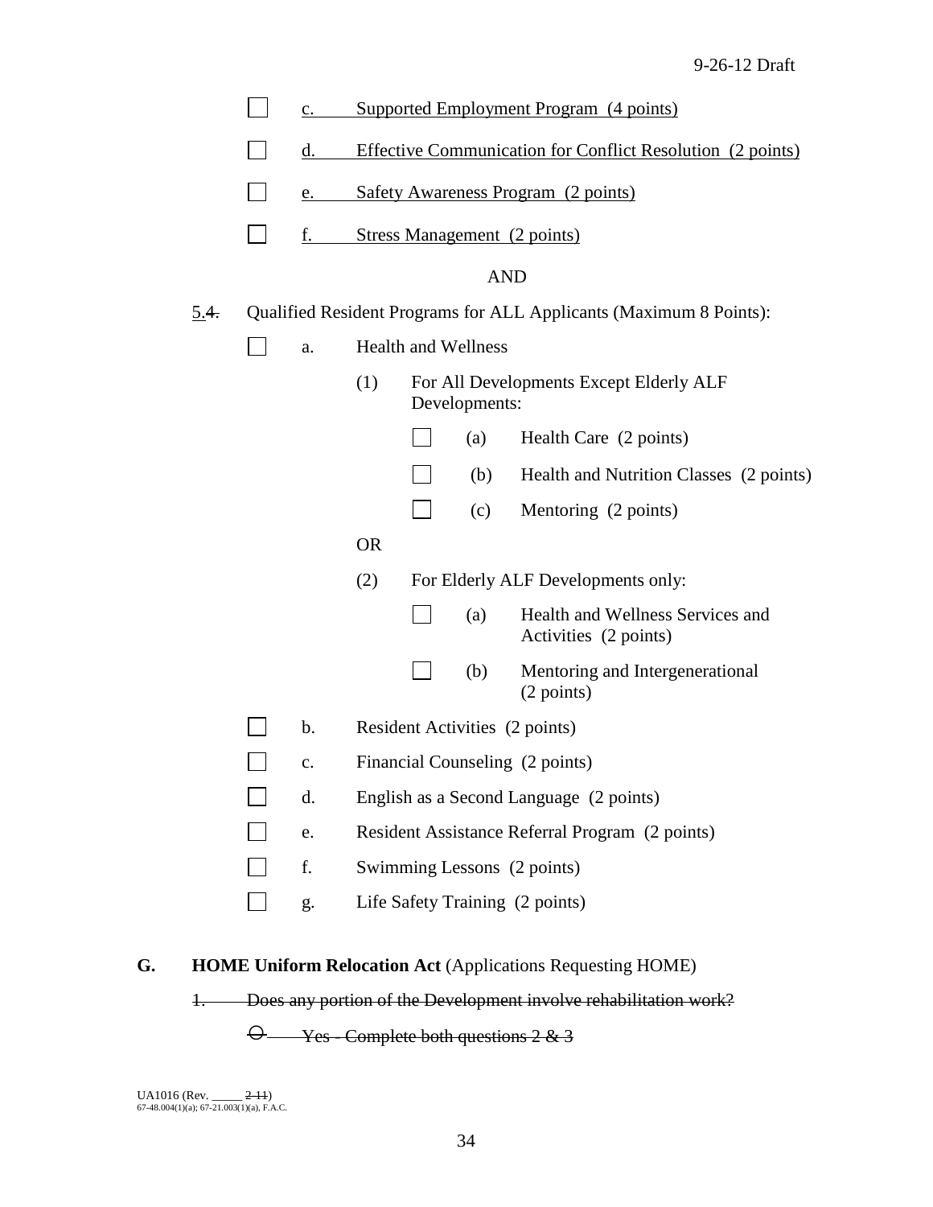☐ c. Supported Employment Program (4 points)

☐ d. Effective Communication for Conflict Resolution (2 points)

☐ e. Safety Awareness Program (2 points)

☐ f. Stress Management (2 points)

AND

5.~~4.~~ Qualified Resident Programs for ALL Applicants (Maximum 8 Points):

☐ a. Health and Wellness

(1) For All Developments Except Elderly ALF Developments:

☐ (a) Health Care (2 points)

☐ (b) Health and Nutrition Classes (2 points)

☐ (c) Mentoring (2 points)

OR

(2) For Elderly ALF Developments only:

☐ (a) Health and Wellness Services and Activities (2 points)

☐ (b) Mentoring and Intergenerational (2 points)

☐ b. Resident Activities (2 points)

☐ c. Financial Counseling (2 points)

☐ d. English as a Second Language (2 points)

☐ e. Resident Assistance Referral Program (2 points)

☐ f. Swimming Lessons (2 points)

☐ g. Life Safety Training (2 points)

**G. HOME Uniform Relocation Act** (Applications Requesting HOME)

~~1. Does any portion of the Development involve rehabilitation work?~~

~~○ Yes - Complete both questions 2 & 3~~

UA1016 (Rev. _____ ~~2-11~~)
67-48.004(1)(a); 67-21.003(1)(a), F.A.C.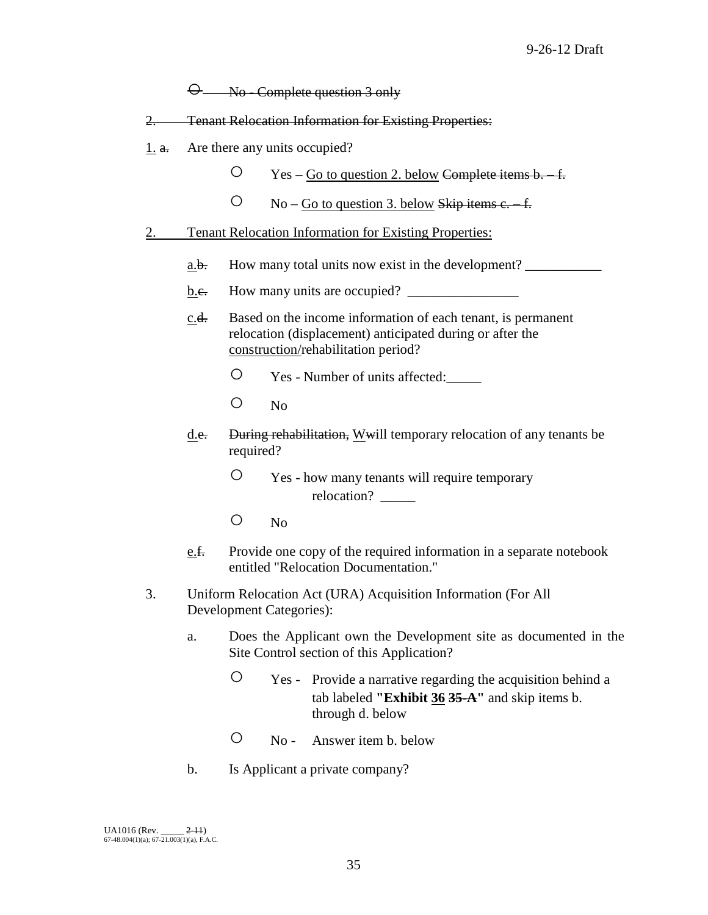~~○ No - Complete question 3 only~~

~~2. Tenant Relocation Information for Existing Properties:~~

<u>1.</u> ~~a.~~ Are there any units occupied?

- ○ Yes – <u>Go to question 2. below</u> ~~Complete items b. – f.~~
- ○ No – <u>Go to question 3. below</u> ~~Skip items c. – f.~~

<u>2. Tenant Relocation Information for Existing Properties:</u>

<u>a.</u>~~b.~~ How many total units now exist in the development? ___________

<u>b.</u>~~c.~~ How many units are occupied? ________________

<u>c.</u>~~d.~~ Based on the income information of each tenant, is permanent relocation (displacement) anticipated during or after the <u>construction/</u>rehabilitation period?

- ○ Yes - Number of units affected:_____
- ○ No

<u>d.</u>~~e.~~ ~~During rehabilitation,~~ <u>W</u>~~w~~ill temporary relocation of any tenants be required?

- ○ Yes - how many tenants will require temporary relocation? _____
- ○ No

<u>e.</u>~~f.~~ Provide one copy of the required information in a separate notebook entitled "Relocation Documentation."

3. Uniform Relocation Act (URA) Acquisition Information (For All Development Categories):

a. Does the Applicant own the Development site as documented in the Site Control section of this Application?

- ○ Yes - Provide a narrative regarding the acquisition behind a tab labeled **"Exhibit <u>36</u> ~~35-A~~"** and skip items b. through d. below
- ○ No - Answer item b. below

b. Is Applicant a private company?

UA1016 (Rev. _____ ~~2-11~~)
67-48.004(1)(a); 67-21.003(1)(a), F.A.C.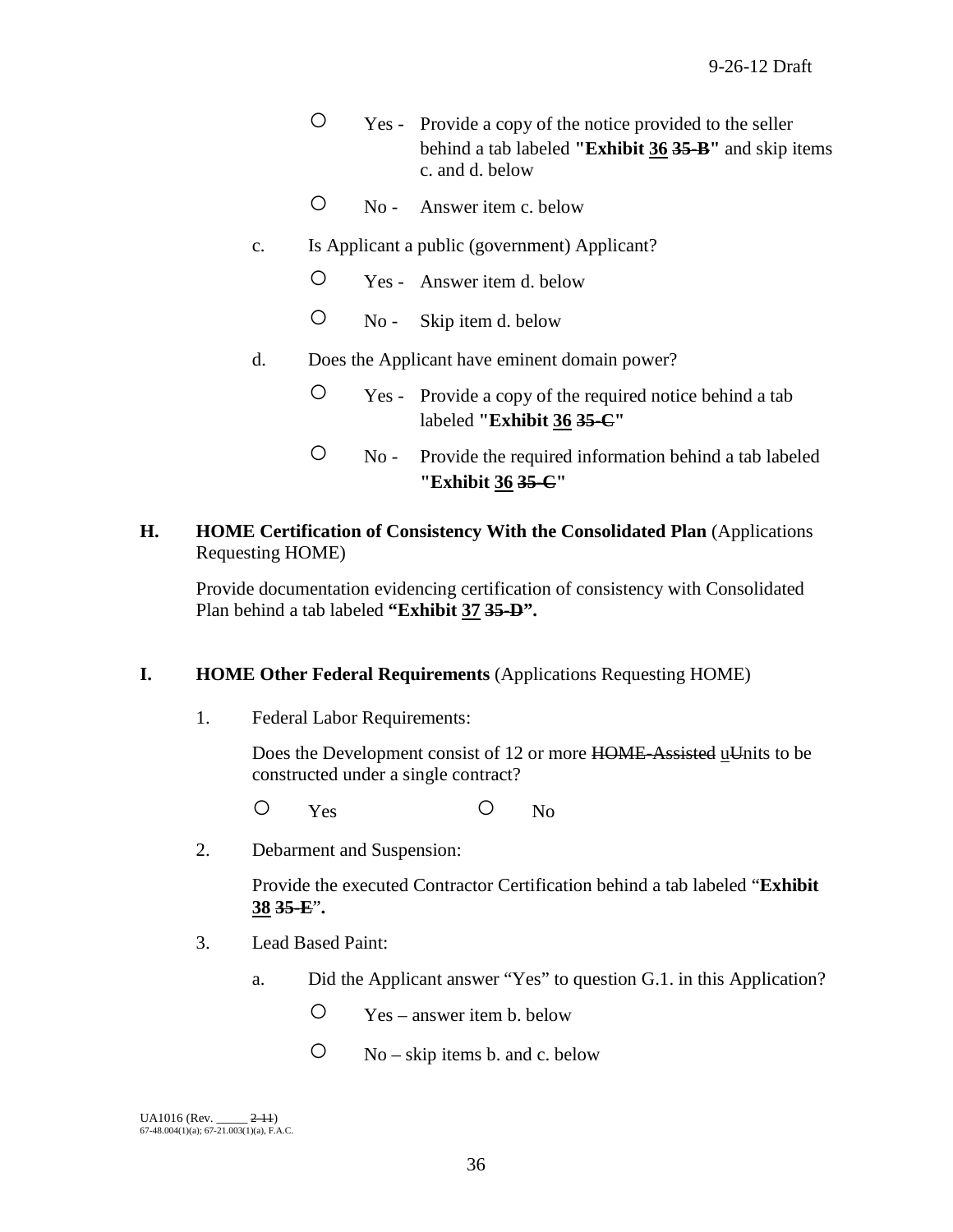- ○ Yes - Provide a copy of the notice provided to the seller behind a tab labeled **"Exhibit <u>36</u> ~~35-B~~"** and skip items c. and d. below
- ○ No - Answer item c. below

c. Is Applicant a public (government) Applicant?

- ○ Yes - Answer item d. below
- ○ No - Skip item d. below

d. Does the Applicant have eminent domain power?

- ○ Yes - Provide a copy of the required notice behind a tab labeled **"Exhibit <u>36</u> ~~35-C~~"**
- ○ No - Provide the required information behind a tab labeled **"Exhibit <u>36</u> ~~35-C~~"**

**H. HOME Certification of Consistency With the Consolidated Plan** (Applications Requesting HOME)

Provide documentation evidencing certification of consistency with Consolidated Plan behind a tab labeled **"Exhibit <u>37</u> ~~35-D~~".**

**I. HOME Other Federal Requirements** (Applications Requesting HOME)

1. Federal Labor Requirements:

   Does the Development consist of 12 or more ~~HOME-Assisted~~ <u>u</u>~~U~~nits to be constructed under a single contract?

   ○ Yes ○ No

2. Debarment and Suspension:

   Provide the executed Contractor Certification behind a tab labeled "**Exhibit <u>38</u> ~~35-E~~**"**.**

3. Lead Based Paint:

   a. Did the Applicant answer "Yes" to question G.1. in this Application?

   - ○ Yes – answer item b. below
   - ○ No – skip items b. and c. below

UA1016 (Rev. _____ ~~2-11~~)
67-48.004(1)(a); 67-21.003(1)(a), F.A.C.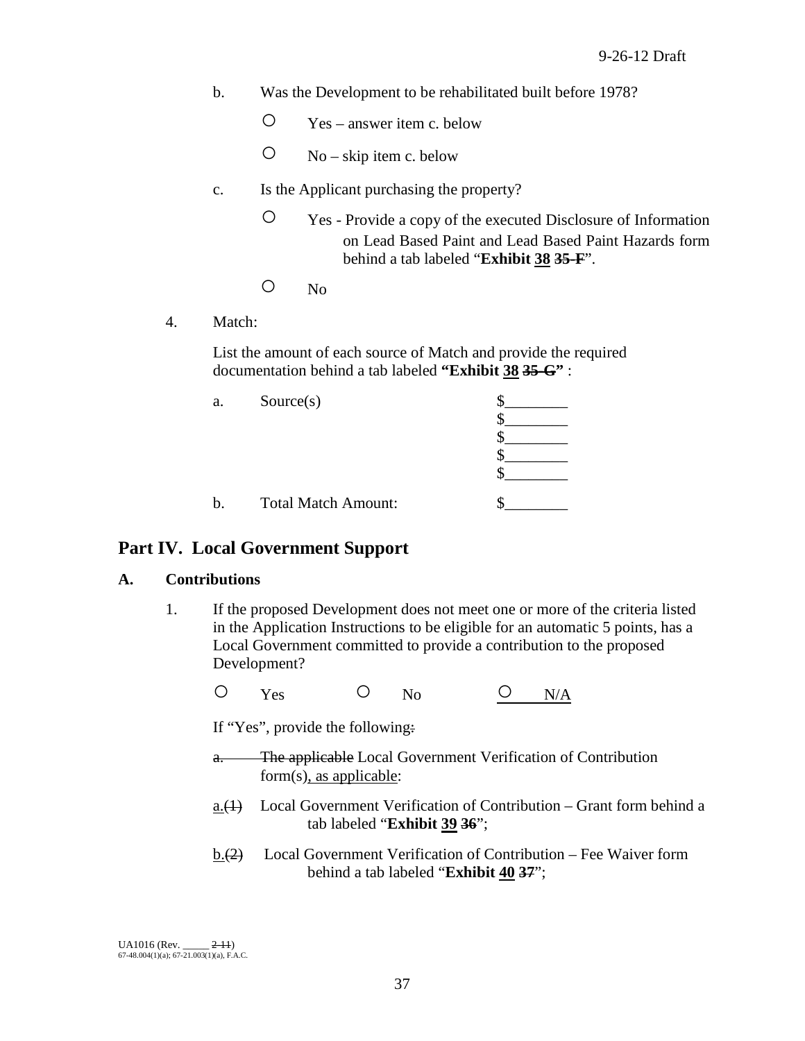b. Was the Development to be rehabilitated built before 1978?

○ Yes – answer item c. below

○ No – skip item c. below

c. Is the Applicant purchasing the property?

○ Yes - Provide a copy of the executed Disclosure of Information on Lead Based Paint and Lead Based Paint Hazards form behind a tab labeled "**Exhibit 38 ~~35-F~~**".

○ No

4. Match:

List the amount of each source of Match and provide the required documentation behind a tab labeled **"Exhibit 38 ~~35-G~~"** :

a. Source(s) $________
$________
$________
$________
$________

b. Total Match Amount: $________

## Part IV. Local Government Support

### A. Contributions

1. If the proposed Development does not meet one or more of the criteria listed in the Application Instructions to be eligible for an automatic 5 points, has a Local Government committed to provide a contribution to the proposed Development?

○ Yes ○ No ○ N/A

If "Yes", provide the following~~:~~

~~a. The applicable~~ Local Government Verification of Contribution form(s), as applicable:

a.~~(1)~~ Local Government Verification of Contribution – Grant form behind a tab labeled "**Exhibit 39 ~~36~~**";

b.~~(2)~~ Local Government Verification of Contribution – Fee Waiver form behind a tab labeled "**Exhibit 40 ~~37~~**";

UA1016 (Rev. _____ ~~2-11~~)
67-48.004(1)(a); 67-21.003(1)(a), F.A.C.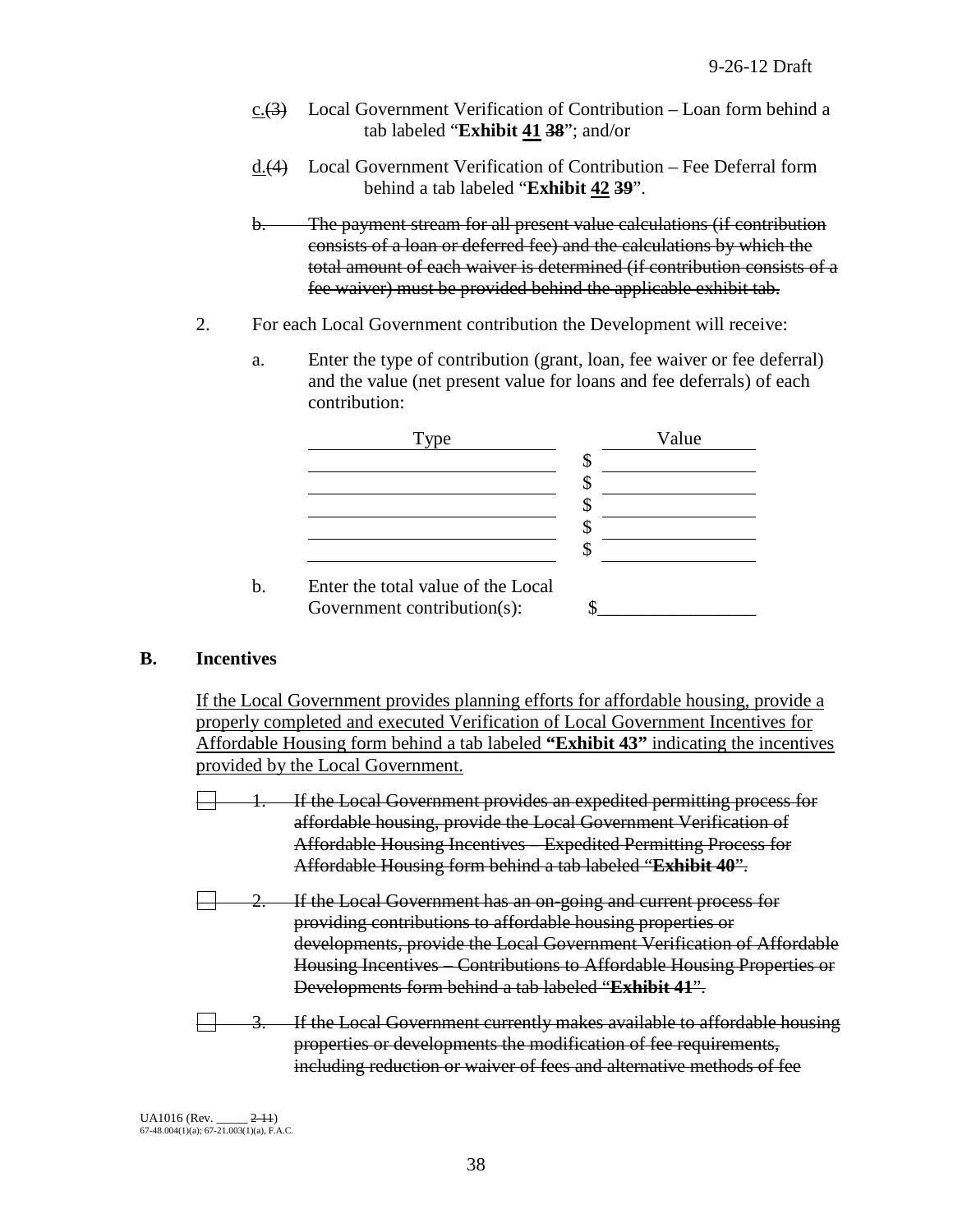c.~~(3)~~ Local Government Verification of Contribution – Loan form behind a tab labeled "**Exhibit <u>41</u> ~~38~~**"; and/or

d.~~(4)~~ Local Government Verification of Contribution – Fee Deferral form behind a tab labeled "**Exhibit <u>42</u> ~~39~~**".

~~b. The payment stream for all present value calculations (if contribution consists of a loan or deferred fee) and the calculations by which the total amount of each waiver is determined (if contribution consists of a fee waiver) must be provided behind the applicable exhibit tab.~~

2. For each Local Government contribution the Development will receive:

   a. Enter the type of contribution (grant, loan, fee waiver or fee deferral) and the value (net present value for loans and fee deferrals) of each contribution:

| Type | Value |
|---|---|
| | $ |
| | $ |
| | $ |
| | $ |
| | $ |

   b. Enter the total value of the Local Government contribution(s): $\_\_\_\_\_\_\_\_\_\_\_\_\_\_\_\_

**B. Incentives**

<u>If the Local Government provides planning efforts for affordable housing, provide a properly completed and executed Verification of Local Government Incentives for Affordable Housing form behind a tab labeled **"Exhibit 43"** indicating the incentives provided by the Local Government.</u>

☐ ~~1. If the Local Government provides an expedited permitting process for affordable housing, provide the Local Government Verification of Affordable Housing Incentives – Expedited Permitting Process for Affordable Housing form behind a tab labeled "**Exhibit 40**".~~

☐ ~~2. If the Local Government has an on-going and current process for providing contributions to affordable housing properties or developments, provide the Local Government Verification of Affordable Housing Incentives – Contributions to Affordable Housing Properties or Developments form behind a tab labeled "**Exhibit 41**".~~

☐ ~~3. If the Local Government currently makes available to affordable housing properties or developments the modification of fee requirements, including reduction or waiver of fees and alternative methods of fee~~

UA1016 (Rev. \_\_\_\_\_ ~~2-11~~)
67-48.004(1)(a); 67-21.003(1)(a), F.A.C.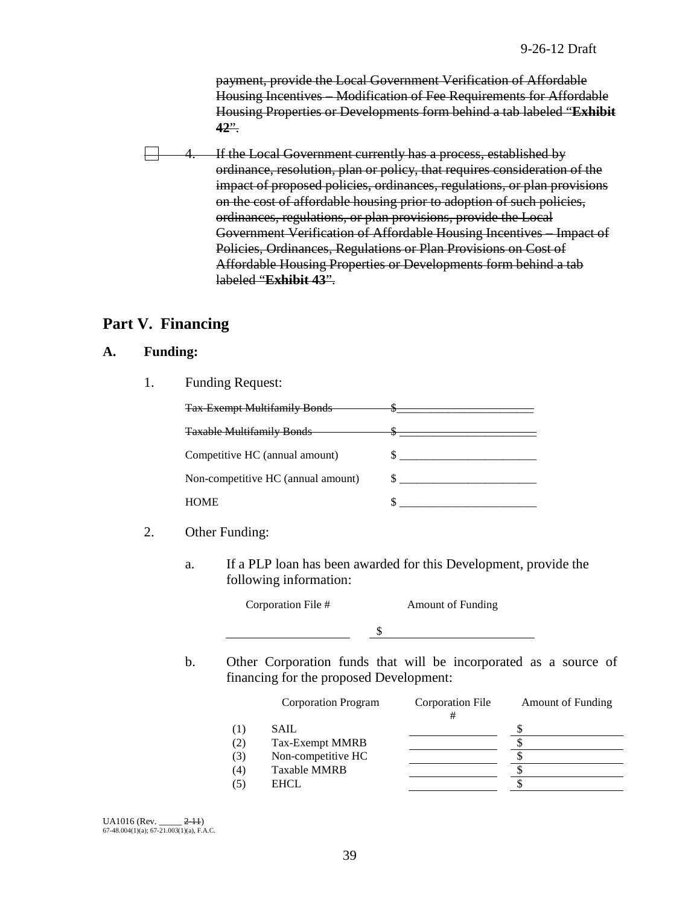~~payment, provide the Local Government Verification of Affordable Housing Incentives – Modification of Fee Requirements for Affordable Housing Properties or Developments form behind a tab labeled "**Exhibit 42**".~~

☐ ~~4. If the Local Government currently has a process, established by ordinance, resolution, plan or policy, that requires consideration of the impact of proposed policies, ordinances, regulations, or plan provisions on the cost of affordable housing prior to adoption of such policies, ordinances, regulations, or plan provisions, provide the Local Government Verification of Affordable Housing Incentives – Impact of Policies, Ordinances, Regulations or Plan Provisions on Cost of Affordable Housing Properties or Developments form behind a tab labeled "**Exhibit 43**".~~

## Part V. Financing

### A. Funding:

1. Funding Request:

| | |
|---|---|
| ~~Tax-Exempt Multifamily Bonds~~ | ~~$ ______________________~~ |
| ~~Taxable Multifamily Bonds~~ | ~~$ ______________________~~ |
| Competitive HC (annual amount) | $ ______________________ |
| Non-competitive HC (annual amount) | $ ______________________ |
| HOME | $ ______________________ |

2. Other Funding:

   a. If a PLP loan has been awarded for this Development, provide the following information:

| Corporation File # | Amount of Funding |
|---|---|
| ______________ | $ ______________ |

   b. Other Corporation funds that will be incorporated as a source of financing for the proposed Development:

| | Corporation Program | Corporation File # | Amount of Funding |
|---|---|---|---|
| (1) | SAIL | ______________ | $ ______________ |
| (2) | Tax-Exempt MMRB | ______________ | $ ______________ |
| (3) | Non-competitive HC | ______________ | $ ______________ |
| (4) | Taxable MMRB | ______________ | $ ______________ |
| (5) | EHCL | ______________ | $ ______________ |

UA1016 (Rev. _____ ~~2-11~~)
67-48.004(1)(a); 67-21.003(1)(a), F.A.C.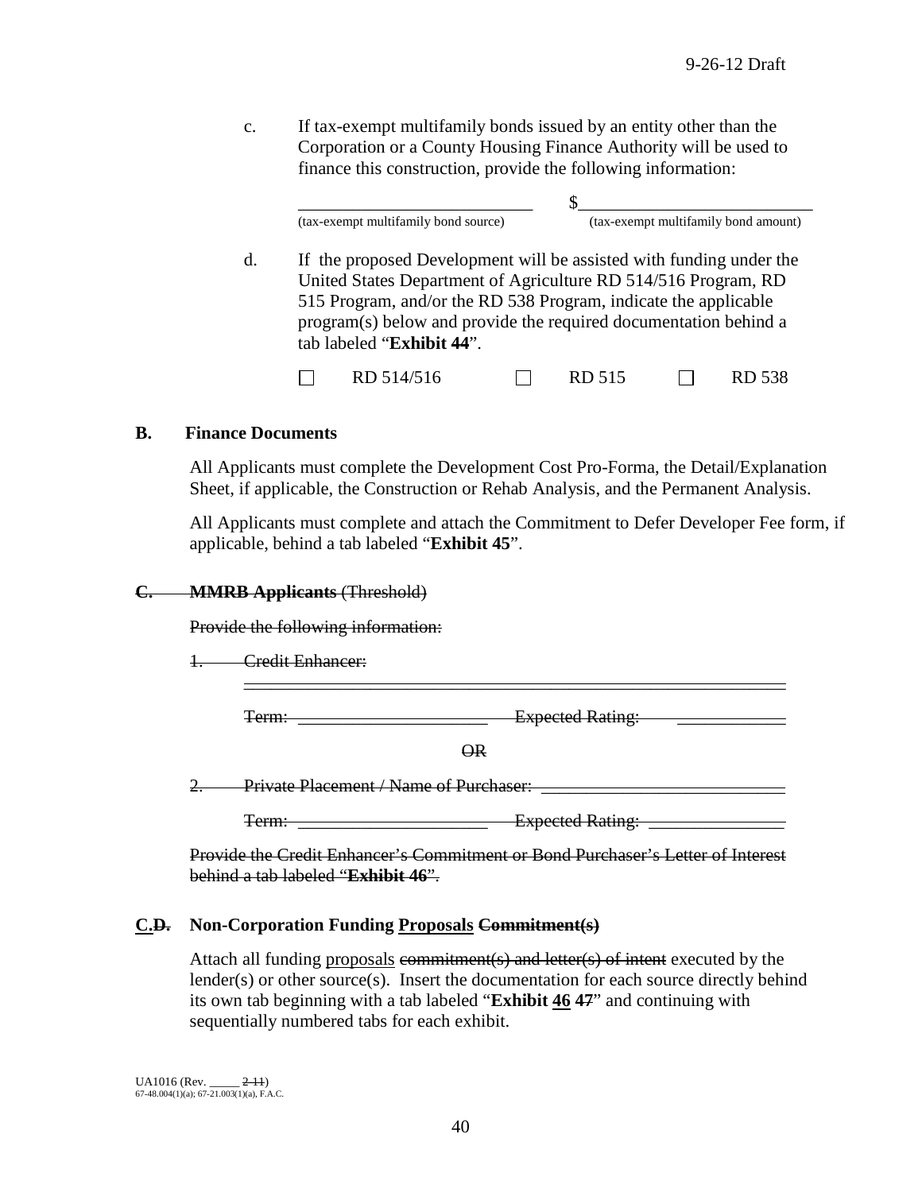c. If tax-exempt multifamily bonds issued by an entity other than the Corporation or a County Housing Finance Authority will be used to finance this construction, provide the following information:

___________________________ $___________________________
(tax-exempt multifamily bond source) (tax-exempt multifamily bond amount)

d. If the proposed Development will be assisted with funding under the United States Department of Agriculture RD 514/516 Program, RD 515 Program, and/or the RD 538 Program, indicate the applicable program(s) below and provide the required documentation behind a tab labeled "**Exhibit 44**".

☐ RD 514/516 ☐ RD 515 ☐ RD 538

**B. Finance Documents**

All Applicants must complete the Development Cost Pro-Forma, the Detail/Explanation Sheet, if applicable, the Construction or Rehab Analysis, and the Permanent Analysis.

All Applicants must complete and attach the Commitment to Defer Developer Fee form, if applicable, behind a tab labeled "**Exhibit 45**".

~~**C. MMRB Applicants** (Threshold)~~

~~Provide the following information:~~

~~1. Credit Enhancer:~~ ___________________________

~~Term:~~ _____________________ ~~Expected Rating:~~ ____________

~~OR~~

~~2. Private Placement / Name of Purchaser:~~ ___________________________

~~Term:~~ _____________________ ~~Expected Rating:~~ _______________

~~Provide the Credit Enhancer's Commitment or Bond Purchaser's Letter of Interest behind a tab labeled "**Exhibit 46**".~~

**C.~~D.~~ Non-Corporation Funding Proposals ~~Commitment(s)~~**

Attach all funding proposals ~~commitment(s) and letter(s) of intent~~ executed by the lender(s) or other source(s). Insert the documentation for each source directly behind its own tab beginning with a tab labeled "**Exhibit 46 ~~47~~**" and continuing with sequentially numbered tabs for each exhibit.

UA1016 (Rev. _____ ~~2-11~~)
67-48.004(1)(a); 67-21.003(1)(a), F.A.C.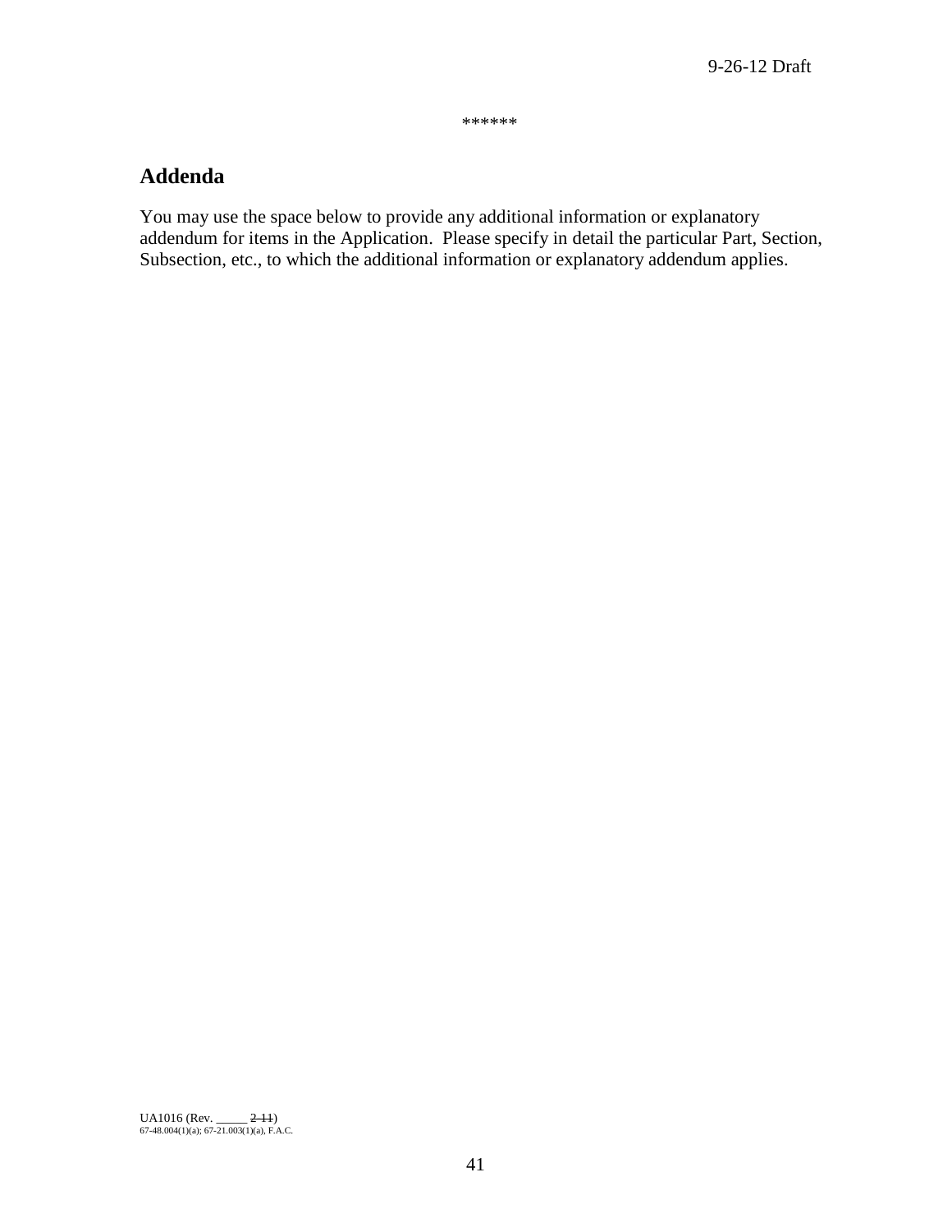******

## Addenda

You may use the space below to provide any additional information or explanatory addendum for items in the Application. Please specify in detail the particular Part, Section, Subsection, etc., to which the additional information or explanatory addendum applies.